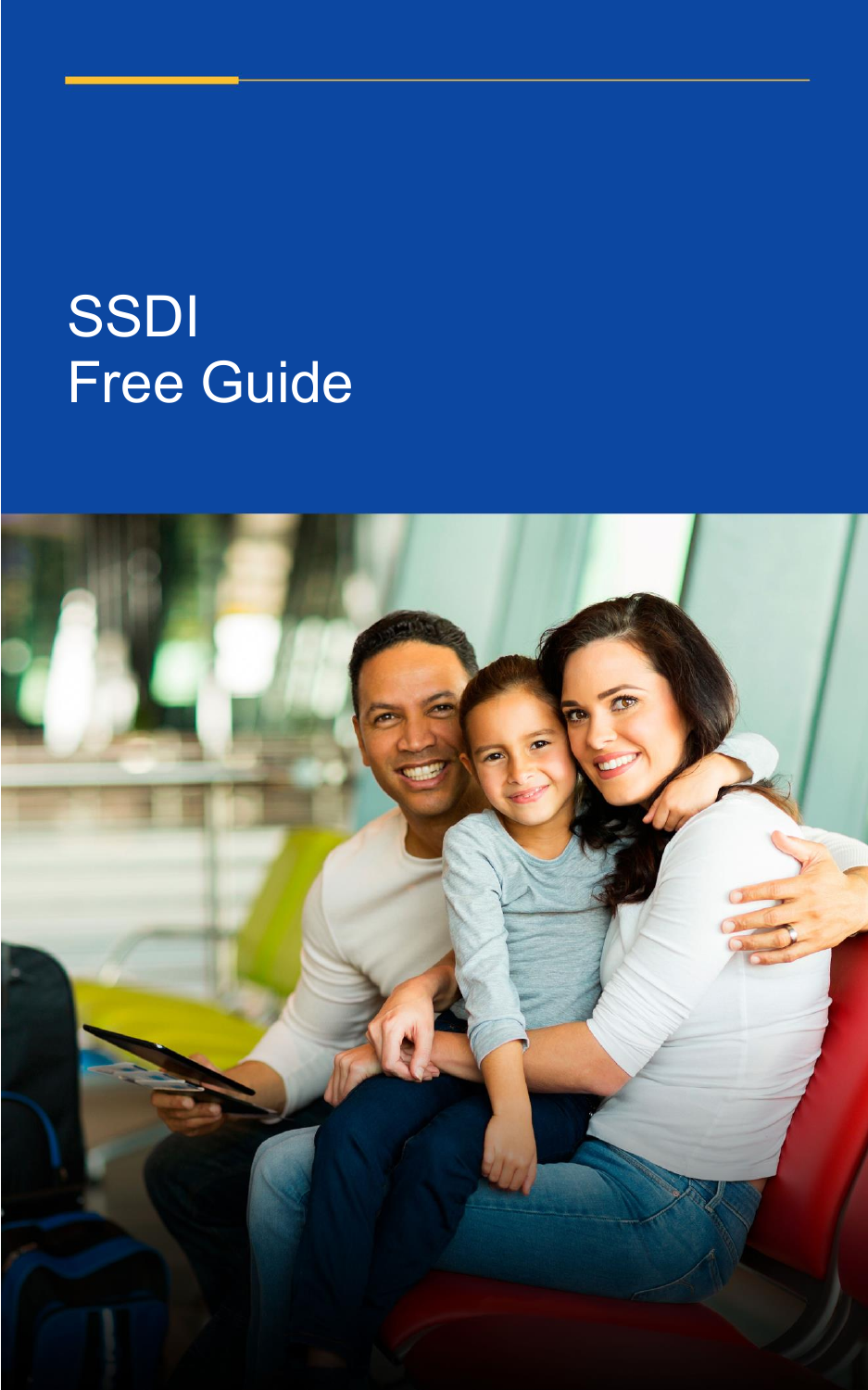# SSDI
# Free Guide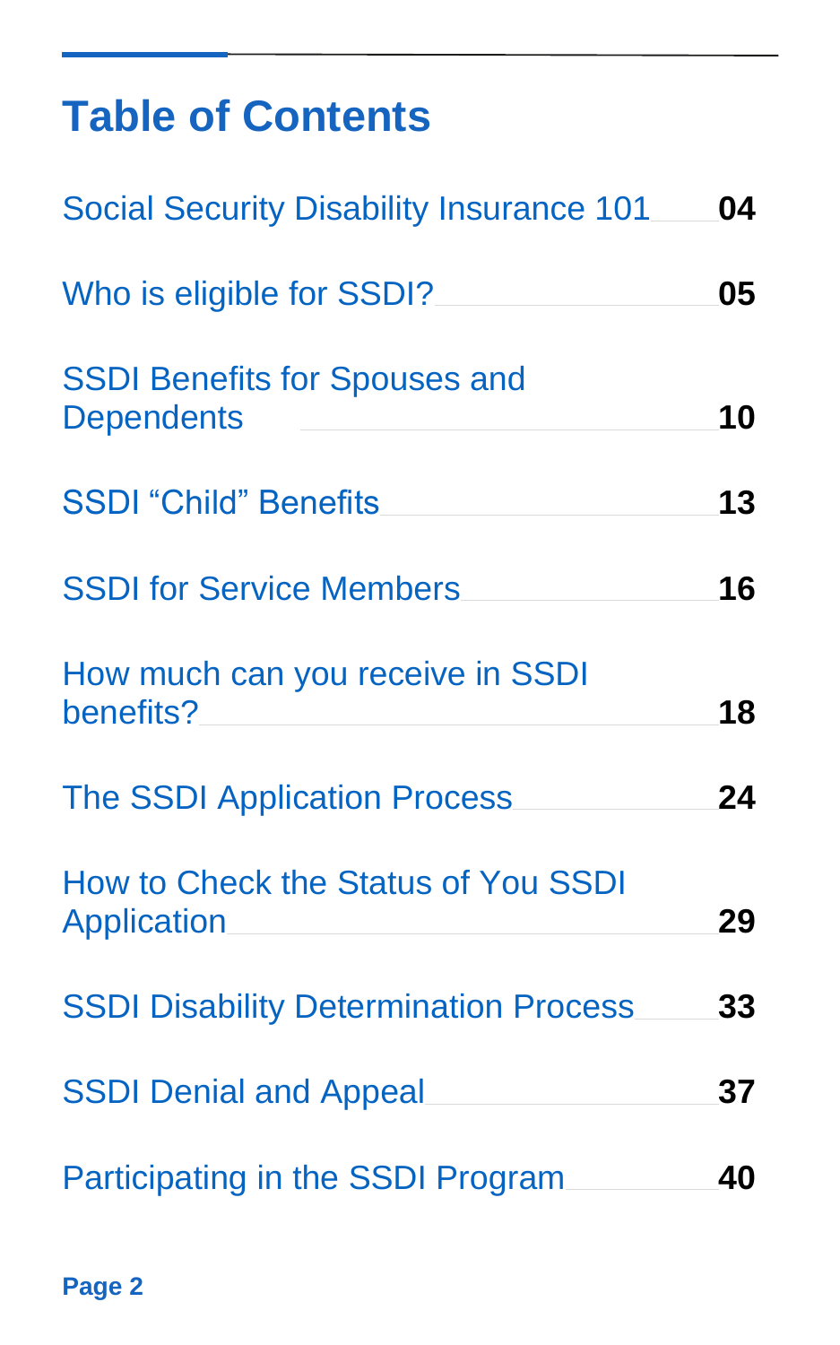# Table of Contents

| | |
|---|---|
| Social Security Disability Insurance 101 | 04 |
| Who is eligible for SSDI? | 05 |
| SSDI Benefits for Spouses and Dependents | 10 |
| SSDI "Child" Benefits | 13 |
| SSDI for Service Members | 16 |
| How much can you receive in SSDI benefits? | 18 |
| The SSDI Application Process | 24 |
| How to Check the Status of You SSDI Application | 29 |
| SSDI Disability Determination Process | 33 |
| SSDI Denial and Appeal | 37 |
| Participating in the SSDI Program | 40 |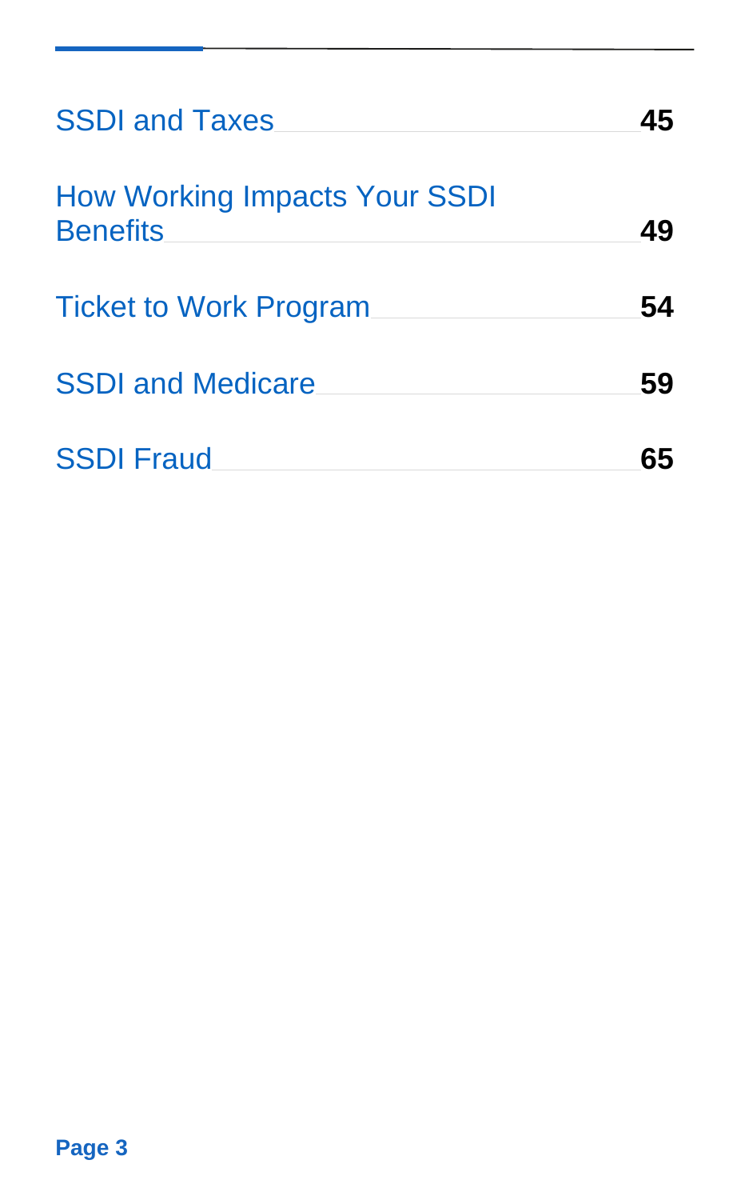| | |
|---|---|
| SSDI and Taxes | **45** |
| How Working Impacts Your SSDI Benefits | **49** |
| Ticket to Work Program | **54** |
| SSDI and Medicare | **59** |
| SSDI Fraud | **65** |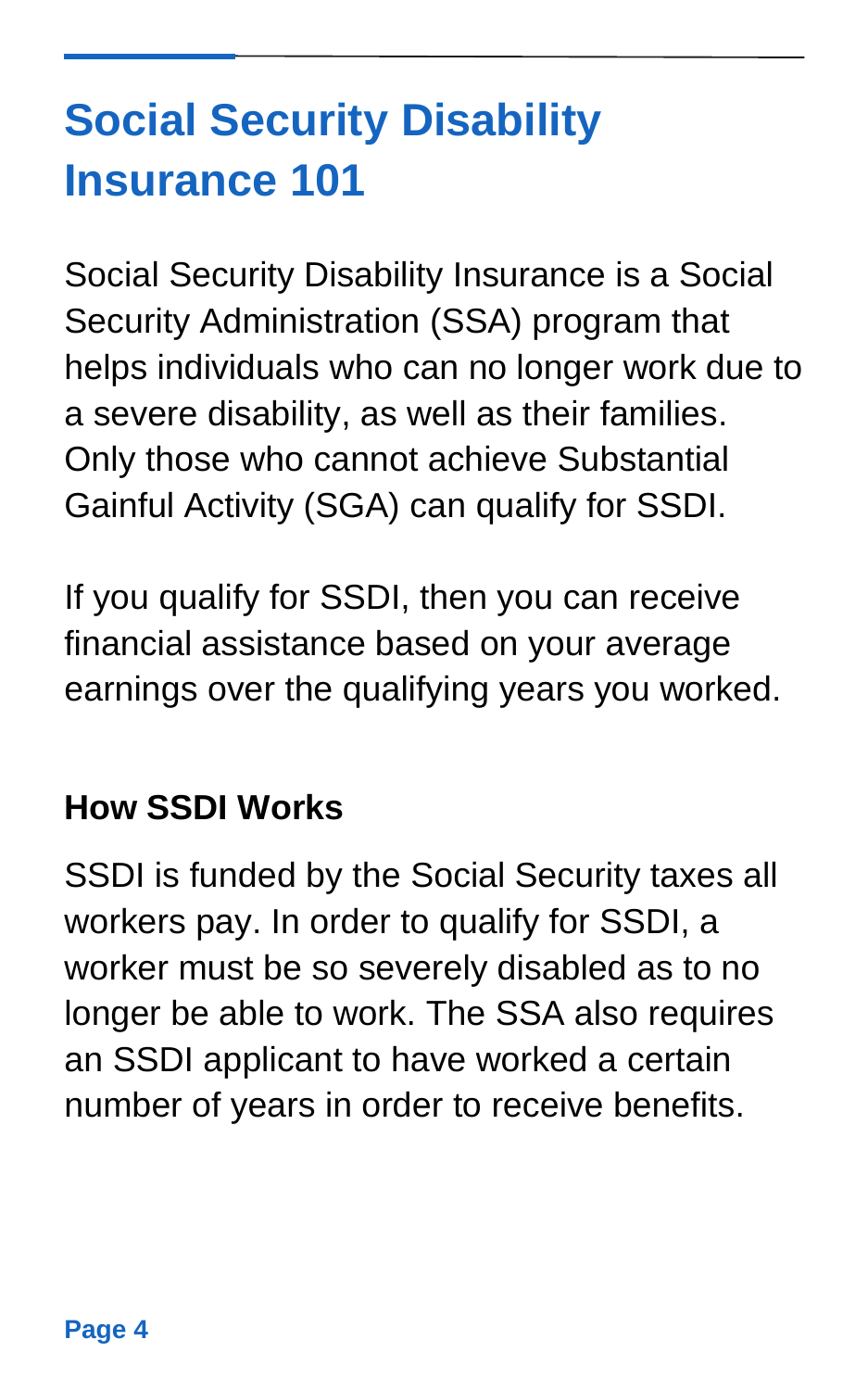# Social Security Disability Insurance 101

Social Security Disability Insurance is a Social Security Administration (SSA) program that helps individuals who can no longer work due to a severe disability, as well as their families. Only those who cannot achieve Substantial Gainful Activity (SGA) can qualify for SSDI.

If you qualify for SSDI, then you can receive financial assistance based on your average earnings over the qualifying years you worked.

## How SSDI Works

SSDI is funded by the Social Security taxes all workers pay. In order to qualify for SSDI, a worker must be so severely disabled as to no longer be able to work. The SSA also requires an SSDI applicant to have worked a certain number of years in order to receive benefits.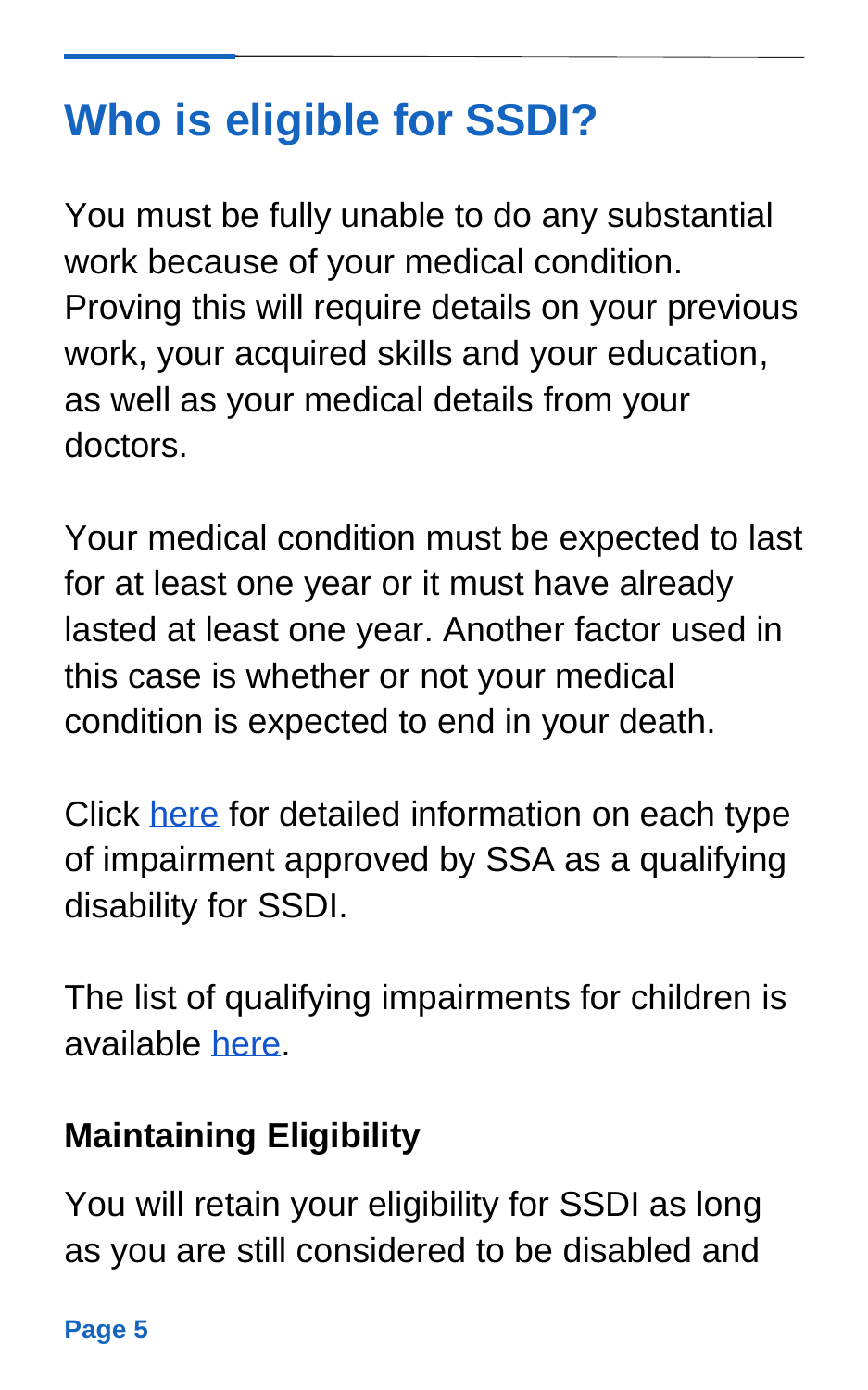## Who is eligible for SSDI?

You must be fully unable to do any substantial work because of your medical condition. Proving this will require details on your previous work, your acquired skills and your education, as well as your medical details from your doctors.

Your medical condition must be expected to last for at least one year or it must have already lasted at least one year. Another factor used in this case is whether or not your medical condition is expected to end in your death.

Click here for detailed information on each type of impairment approved by SSA as a qualifying disability for SSDI.

The list of qualifying impairments for children is available here.

### Maintaining Eligibility

You will retain your eligibility for SSDI as long as you are still considered to be disabled and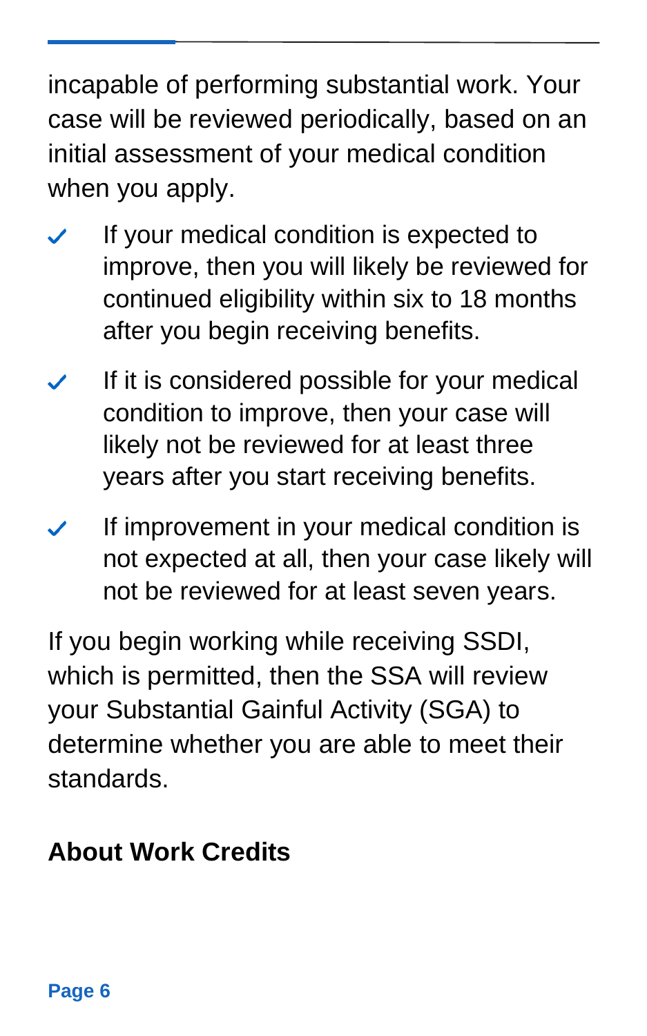incapable of performing substantial work. Your case will be reviewed periodically, based on an initial assessment of your medical condition when you apply.

- ✓ If your medical condition is expected to improve, then you will likely be reviewed for continued eligibility within six to 18 months after you begin receiving benefits.
- ✓ If it is considered possible for your medical condition to improve, then your case will likely not be reviewed for at least three years after you start receiving benefits.
- ✓ If improvement in your medical condition is not expected at all, then your case likely will not be reviewed for at least seven years.

If you begin working while receiving SSDI, which is permitted, then the SSA will review your Substantial Gainful Activity (SGA) to determine whether you are able to meet their standards.

### About Work Credits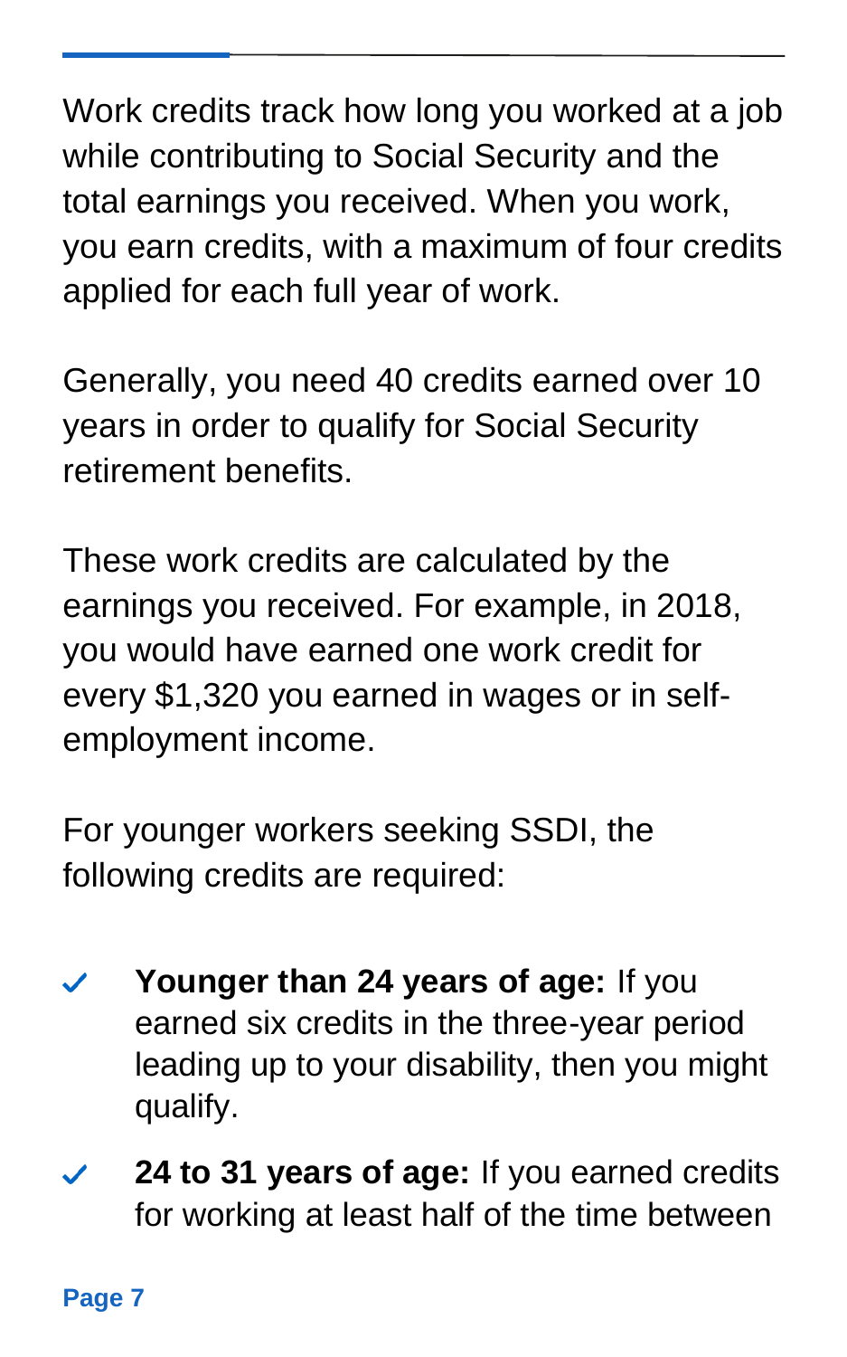Work credits track how long you worked at a job while contributing to Social Security and the total earnings you received. When you work, you earn credits, with a maximum of four credits applied for each full year of work.

Generally, you need 40 credits earned over 10 years in order to qualify for Social Security retirement benefits.

These work credits are calculated by the earnings you received. For example, in 2018, you would have earned one work credit for every $1,320 you earned in wages or in self-employment income.

For younger workers seeking SSDI, the following credits are required:

- **Younger than 24 years of age:** If you earned six credits in the three-year period leading up to your disability, then you might qualify.
- **24 to 31 years of age:** If you earned credits for working at least half of the time between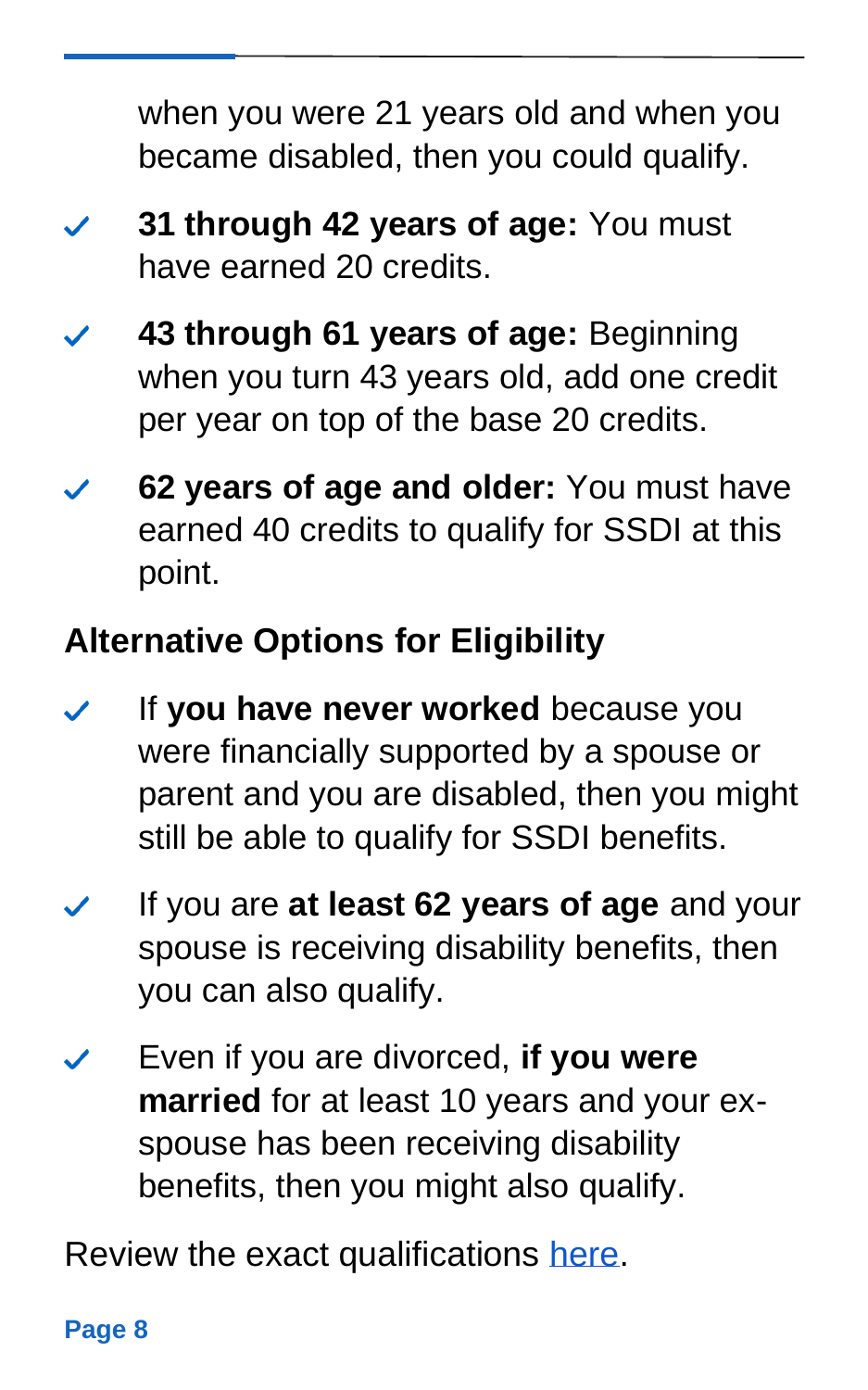when you were 21 years old and when you became disabled, then you could qualify.

- **31 through 42 years of age:** You must have earned 20 credits.
- **43 through 61 years of age:** Beginning when you turn 43 years old, add one credit per year on top of the base 20 credits.
- **62 years of age and older:** You must have earned 40 credits to qualify for SSDI at this point.

## Alternative Options for Eligibility

- If **you have never worked** because you were financially supported by a spouse or parent and you are disabled, then you might still be able to qualify for SSDI benefits.
- If you are **at least 62 years of age** and your spouse is receiving disability benefits, then you can also qualify.
- Even if you are divorced, **if you were married** for at least 10 years and your ex-spouse has been receiving disability benefits, then you might also qualify.

Review the exact qualifications here.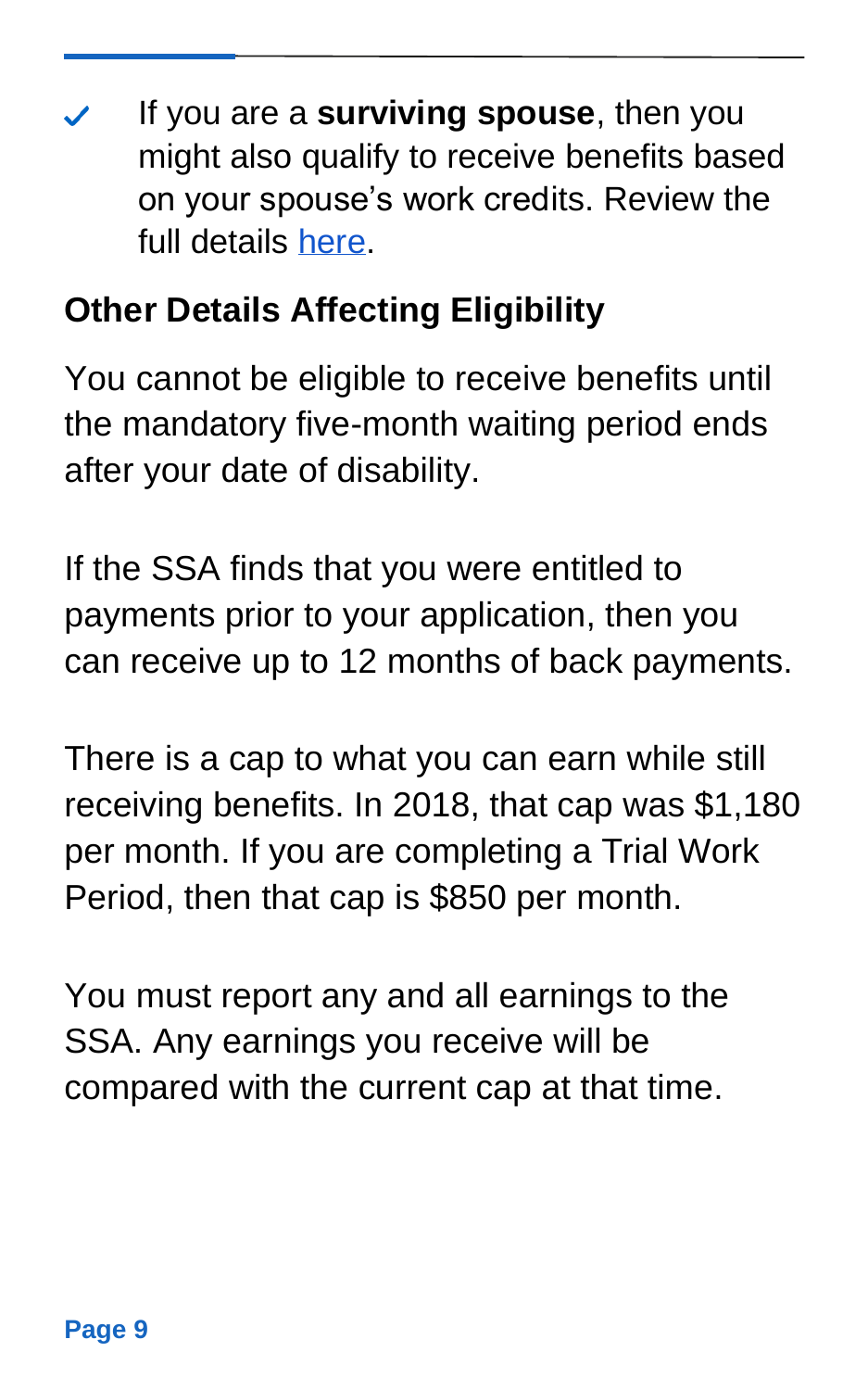- ✓ If you are a **surviving spouse**, then you might also qualify to receive benefits based on your spouse's work credits. Review the full details here.

### Other Details Affecting Eligibility

You cannot be eligible to receive benefits until the mandatory five-month waiting period ends after your date of disability.

If the SSA finds that you were entitled to payments prior to your application, then you can receive up to 12 months of back payments.

There is a cap to what you can earn while still receiving benefits. In 2018, that cap was $1,180 per month. If you are completing a Trial Work Period, then that cap is $850 per month.

You must report any and all earnings to the SSA. Any earnings you receive will be compared with the current cap at that time.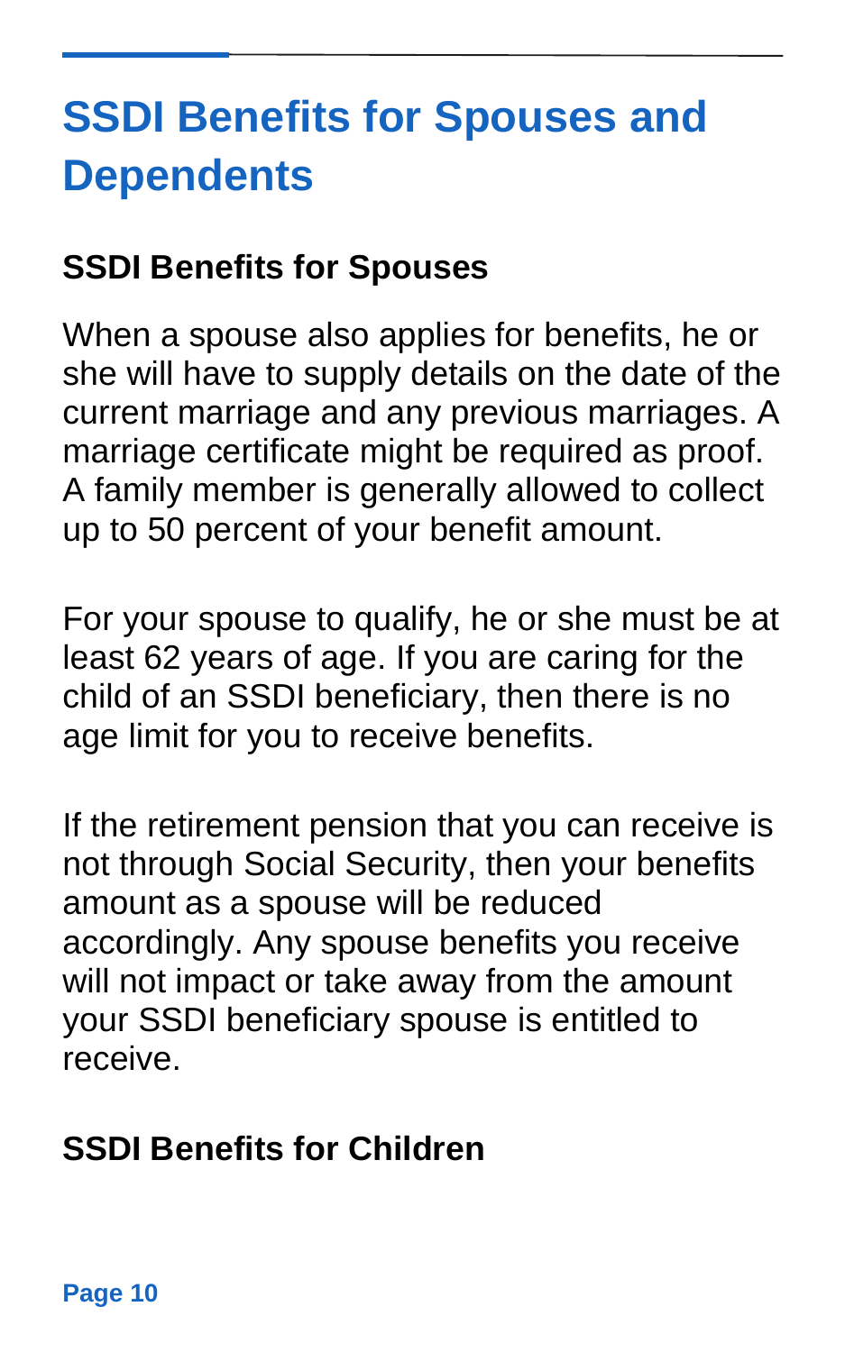# SSDI Benefits for Spouses and Dependents

## SSDI Benefits for Spouses

When a spouse also applies for benefits, he or she will have to supply details on the date of the current marriage and any previous marriages. A marriage certificate might be required as proof. A family member is generally allowed to collect up to 50 percent of your benefit amount.

For your spouse to qualify, he or she must be at least 62 years of age. If you are caring for the child of an SSDI beneficiary, then there is no age limit for you to receive benefits.

If the retirement pension that you can receive is not through Social Security, then your benefits amount as a spouse will be reduced accordingly. Any spouse benefits you receive will not impact or take away from the amount your SSDI beneficiary spouse is entitled to receive.

## SSDI Benefits for Children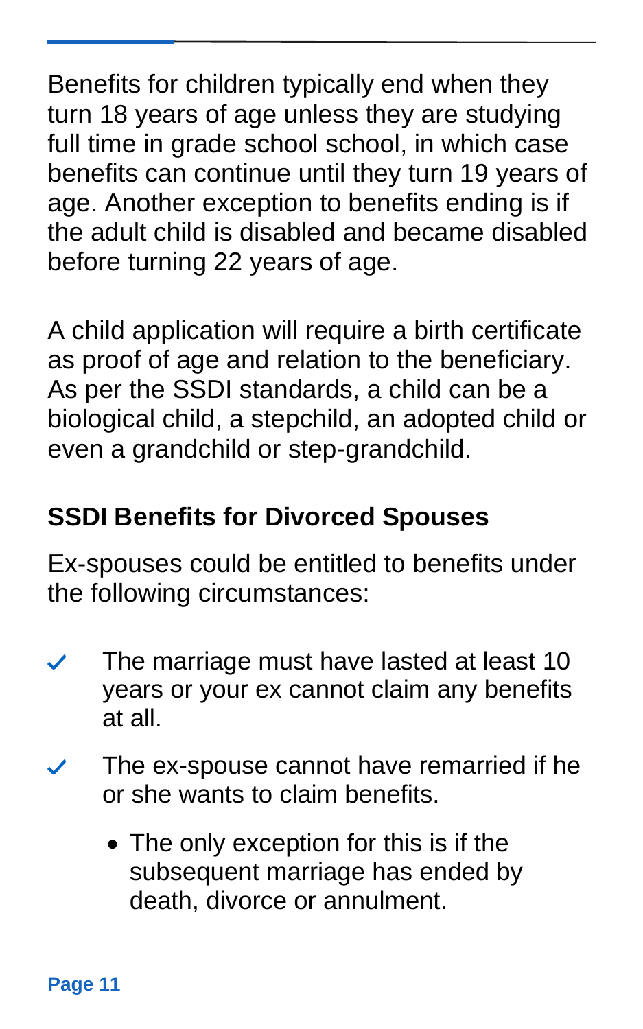Benefits for children typically end when they turn 18 years of age unless they are studying full time in grade school school, in which case benefits can continue until they turn 19 years of age. Another exception to benefits ending is if the adult child is disabled and became disabled before turning 22 years of age.

A child application will require a birth certificate as proof of age and relation to the beneficiary. As per the SSDI standards, a child can be a biological child, a stepchild, an adopted child or even a grandchild or step-grandchild.

## SSDI Benefits for Divorced Spouses

Ex-spouses could be entitled to benefits under the following circumstances:

- ✓ The marriage must have lasted at least 10 years or your ex cannot claim any benefits at all.
- ✓ The ex-spouse cannot have remarried if he or she wants to claim benefits.
  - The only exception for this is if the subsequent marriage has ended by death, divorce or annulment.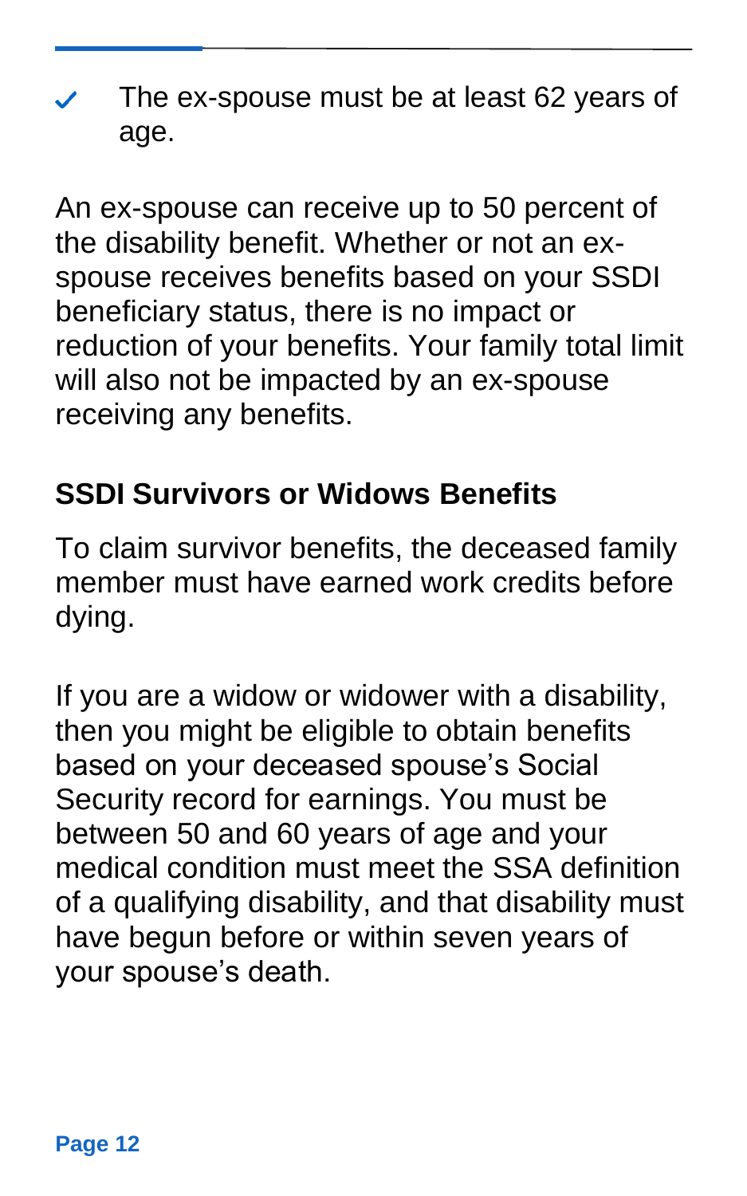- The ex-spouse must be at least 62 years of age.

An ex-spouse can receive up to 50 percent of the disability benefit. Whether or not an ex-spouse receives benefits based on your SSDI beneficiary status, there is no impact or reduction of your benefits. Your family total limit will also not be impacted by an ex-spouse receiving any benefits.

## SSDI Survivors or Widows Benefits

To claim survivor benefits, the deceased family member must have earned work credits before dying.

If you are a widow or widower with a disability, then you might be eligible to obtain benefits based on your deceased spouse's Social Security record for earnings. You must be between 50 and 60 years of age and your medical condition must meet the SSA definition of a qualifying disability, and that disability must have begun before or within seven years of your spouse's death.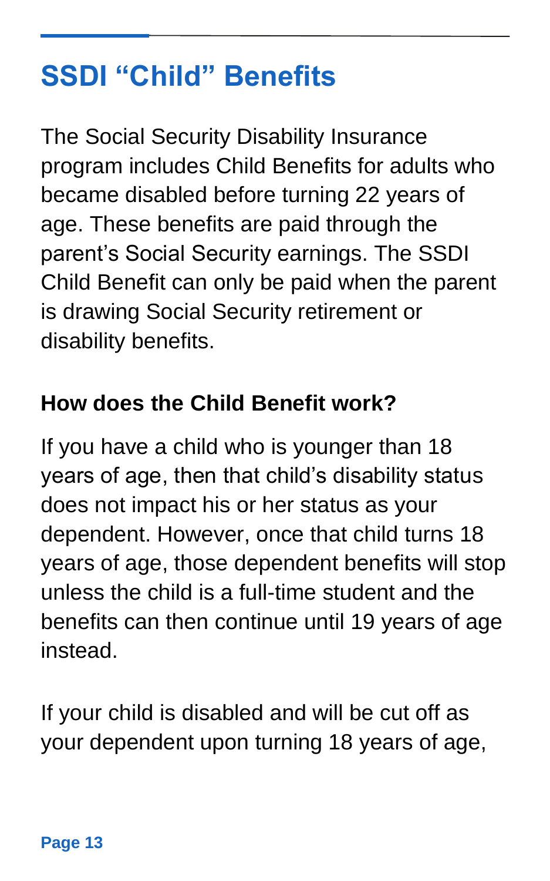# SSDI “Child” Benefits

The Social Security Disability Insurance program includes Child Benefits for adults who became disabled before turning 22 years of age. These benefits are paid through the parent’s Social Security earnings. The SSDI Child Benefit can only be paid when the parent is drawing Social Security retirement or disability benefits.

### How does the Child Benefit work?

If you have a child who is younger than 18 years of age, then that child’s disability status does not impact his or her status as your dependent. However, once that child turns 18 years of age, those dependent benefits will stop unless the child is a full-time student and the benefits can then continue until 19 years of age instead.

If your child is disabled and will be cut off as your dependent upon turning 18 years of age,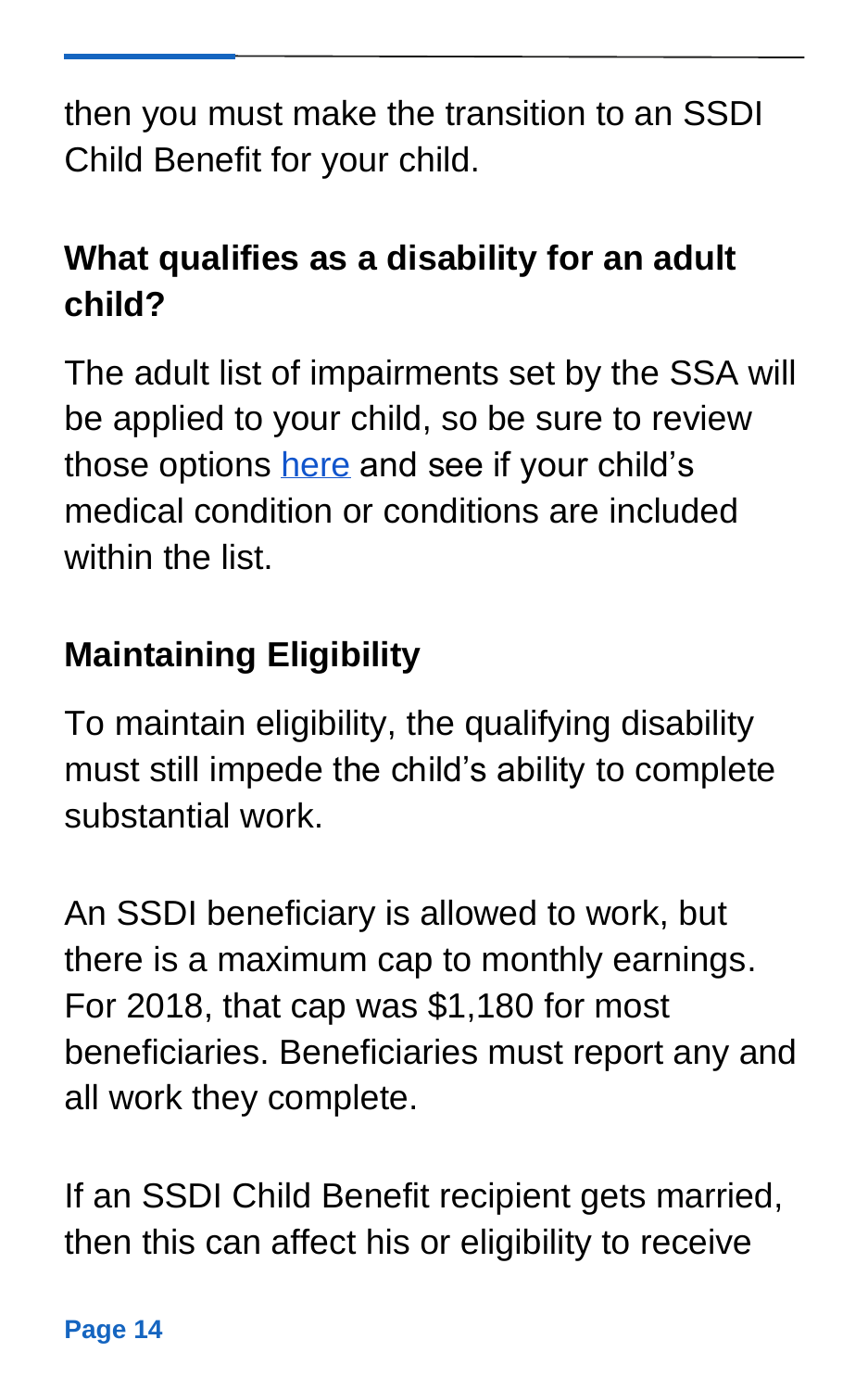then you must make the transition to an SSDI Child Benefit for your child.

### What qualifies as a disability for an adult child?

The adult list of impairments set by the SSA will be applied to your child, so be sure to review those options here and see if your child's medical condition or conditions are included within the list.

### Maintaining Eligibility

To maintain eligibility, the qualifying disability must still impede the child's ability to complete substantial work.

An SSDI beneficiary is allowed to work, but there is a maximum cap to monthly earnings. For 2018, that cap was $1,180 for most beneficiaries. Beneficiaries must report any and all work they complete.

If an SSDI Child Benefit recipient gets married, then this can affect his or eligibility to receive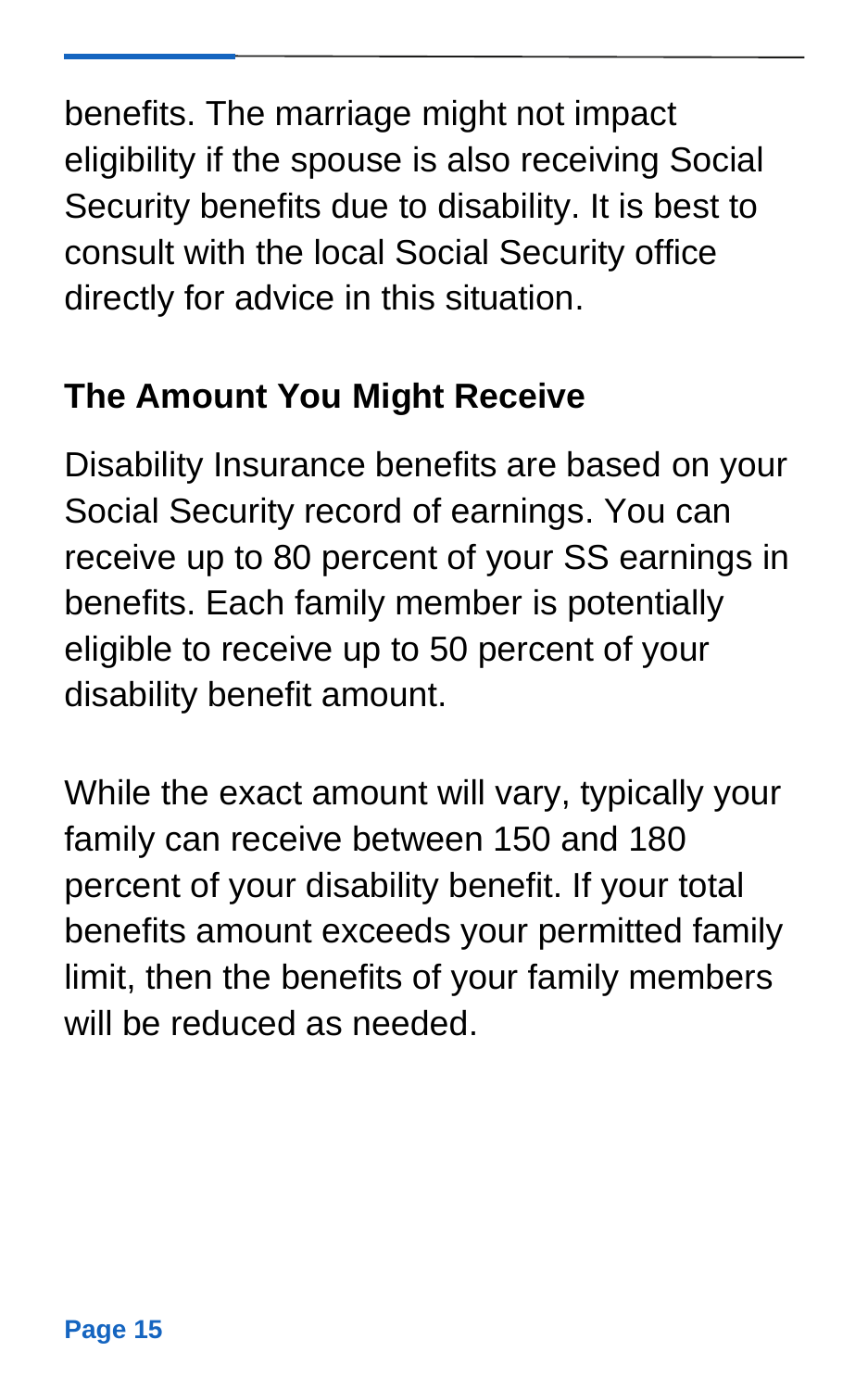benefits. The marriage might not impact eligibility if the spouse is also receiving Social Security benefits due to disability. It is best to consult with the local Social Security office directly for advice in this situation.

## The Amount You Might Receive

Disability Insurance benefits are based on your Social Security record of earnings. You can receive up to 80 percent of your SS earnings in benefits. Each family member is potentially eligible to receive up to 50 percent of your disability benefit amount.

While the exact amount will vary, typically your family can receive between 150 and 180 percent of your disability benefit. If your total benefits amount exceeds your permitted family limit, then the benefits of your family members will be reduced as needed.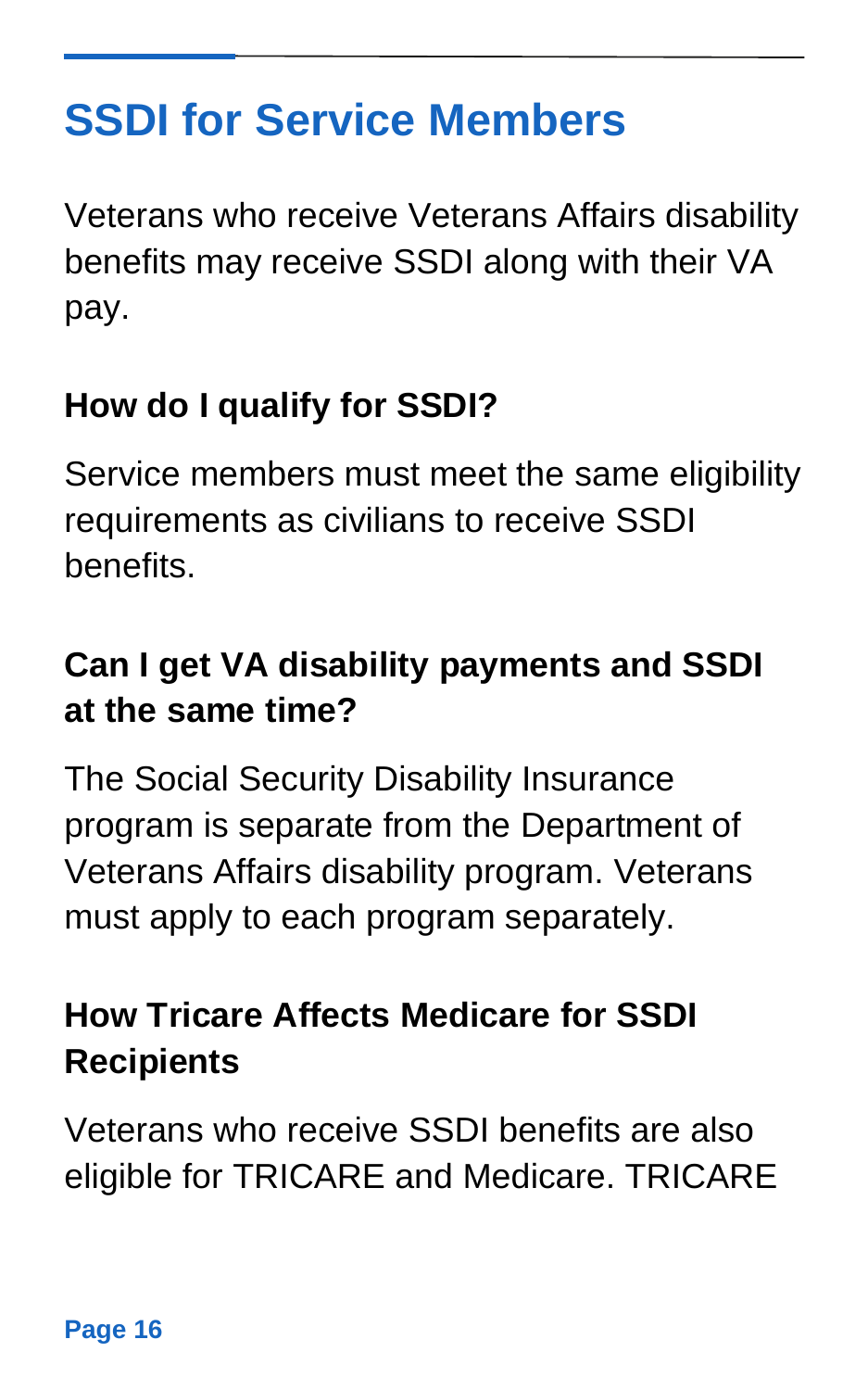# SSDI for Service Members

Veterans who receive Veterans Affairs disability benefits may receive SSDI along with their VA pay.

## How do I qualify for SSDI?

Service members must meet the same eligibility requirements as civilians to receive SSDI benefits.

## Can I get VA disability payments and SSDI at the same time?

The Social Security Disability Insurance program is separate from the Department of Veterans Affairs disability program. Veterans must apply to each program separately.

## How Tricare Affects Medicare for SSDI Recipients

Veterans who receive SSDI benefits are also eligible for TRICARE and Medicare. TRICARE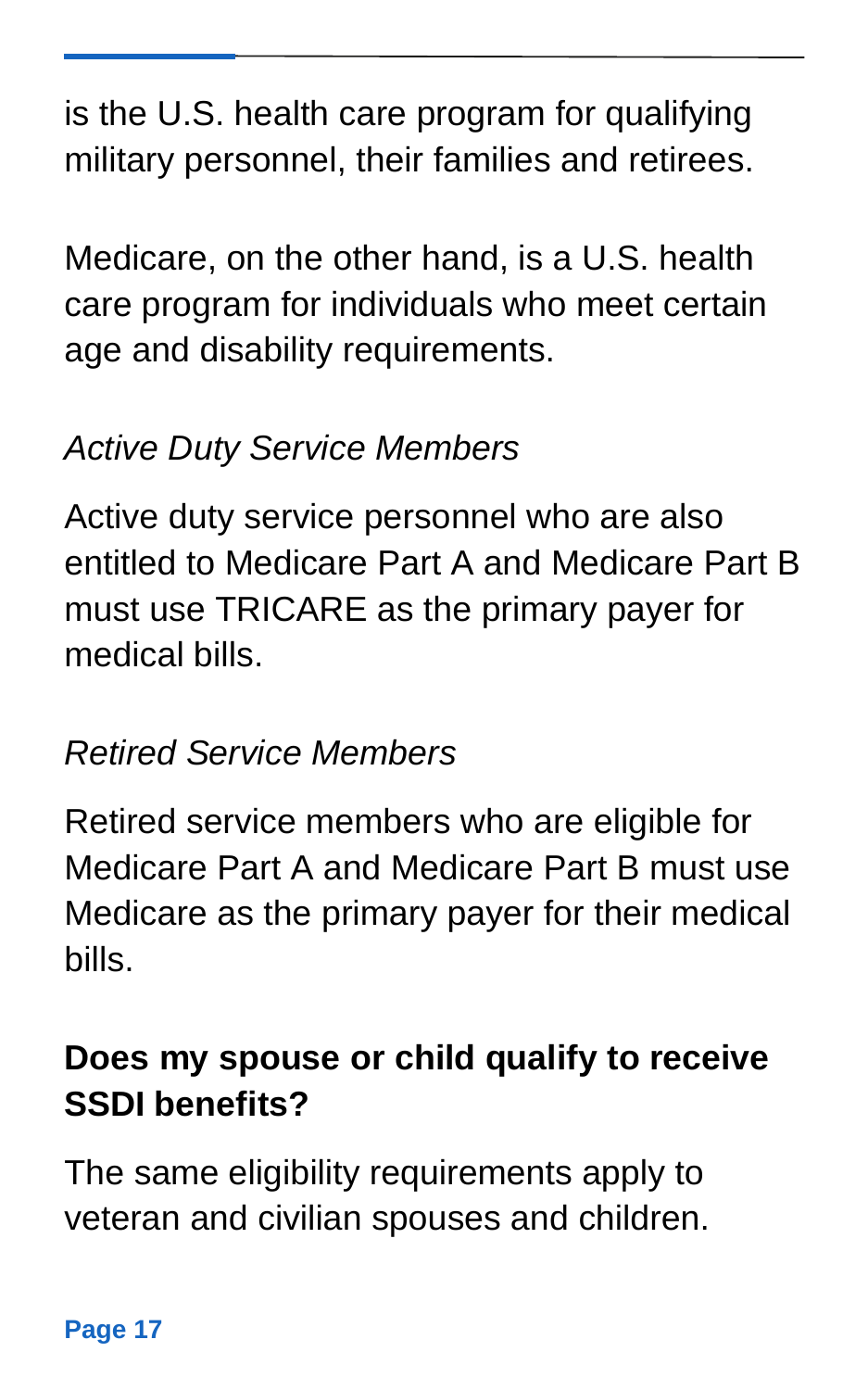is the U.S. health care program for qualifying military personnel, their families and retirees.

Medicare, on the other hand, is a U.S. health care program for individuals who meet certain age and disability requirements.

*Active Duty Service Members*

Active duty service personnel who are also entitled to Medicare Part A and Medicare Part B must use TRICARE as the primary payer for medical bills.

*Retired Service Members*

Retired service members who are eligible for Medicare Part A and Medicare Part B must use Medicare as the primary payer for their medical bills.

### Does my spouse or child qualify to receive SSDI benefits?

The same eligibility requirements apply to veteran and civilian spouses and children.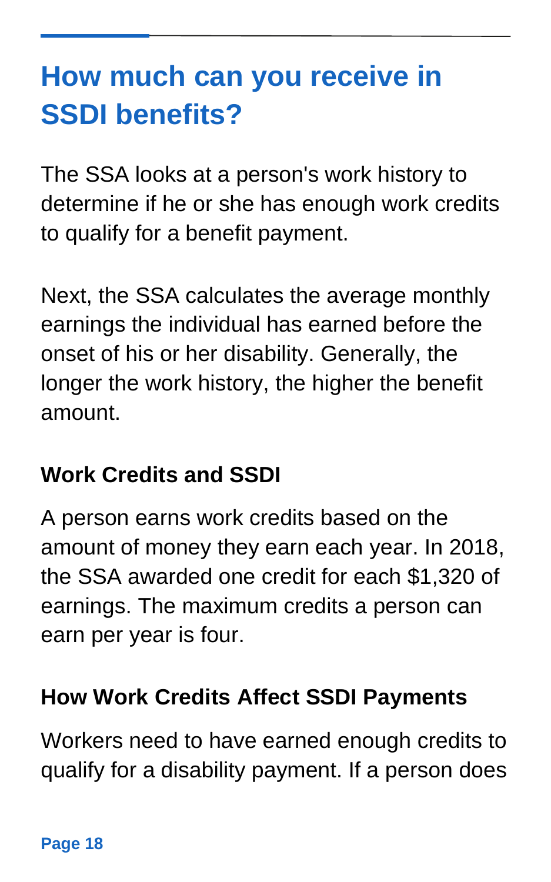# How much can you receive in SSDI benefits?

The SSA looks at a person's work history to determine if he or she has enough work credits to qualify for a benefit payment.

Next, the SSA calculates the average monthly earnings the individual has earned before the onset of his or her disability. Generally, the longer the work history, the higher the benefit amount.

### Work Credits and SSDI

A person earns work credits based on the amount of money they earn each year. In 2018, the SSA awarded one credit for each $1,320 of earnings. The maximum credits a person can earn per year is four.

### How Work Credits Affect SSDI Payments

Workers need to have earned enough credits to qualify for a disability payment. If a person does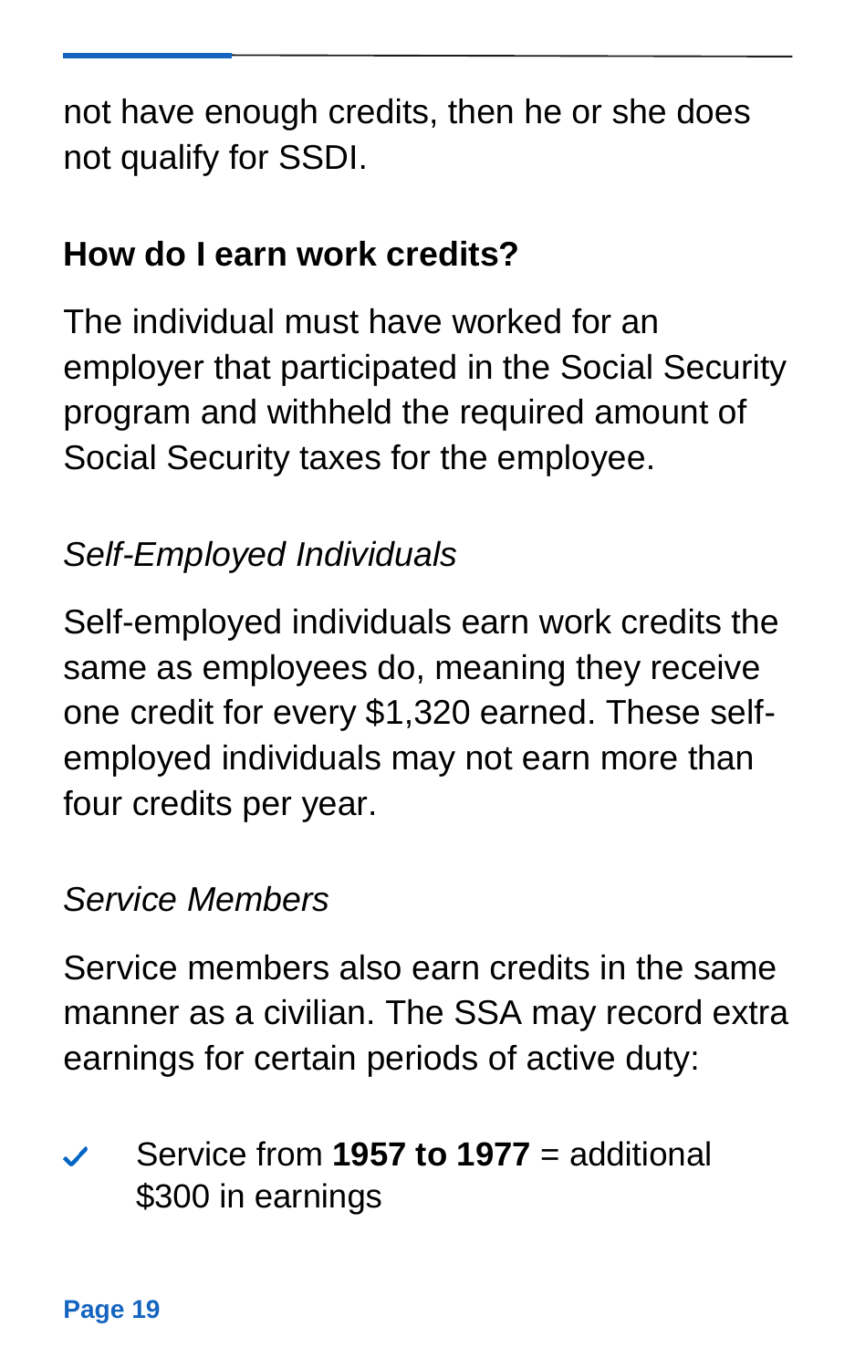not have enough credits, then he or she does not qualify for SSDI.

**How do I earn work credits?**

The individual must have worked for an employer that participated in the Social Security program and withheld the required amount of Social Security taxes for the employee.

*Self-Employed Individuals*

Self-employed individuals earn work credits the same as employees do, meaning they receive one credit for every $1,320 earned. These self-employed individuals may not earn more than four credits per year.

*Service Members*

Service members also earn credits in the same manner as a civilian. The SSA may record extra earnings for certain periods of active duty:

- Service from **1957 to 1977** = additional $300 in earnings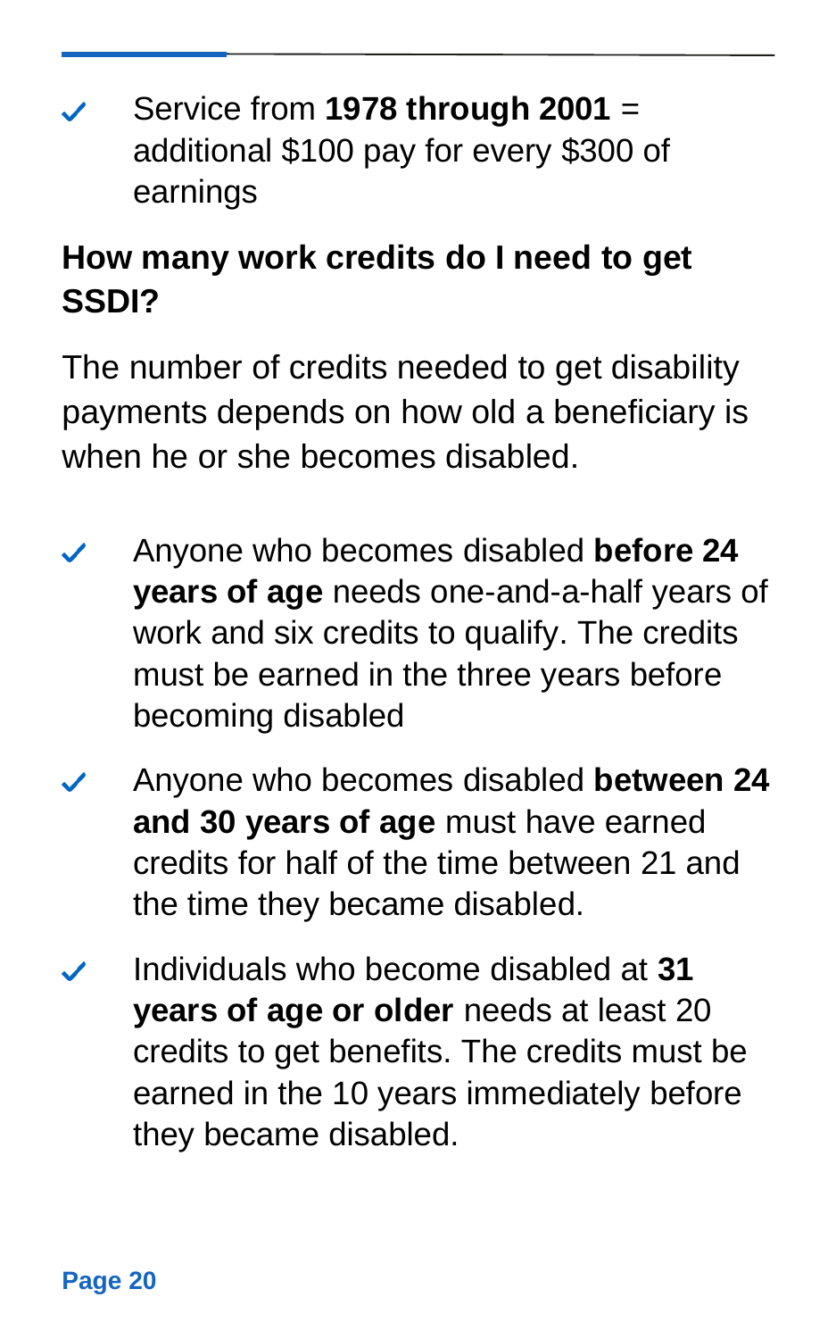- Service from **1978 through 2001** = additional $100 pay for every $300 of earnings

## How many work credits do I need to get SSDI?

The number of credits needed to get disability payments depends on how old a beneficiary is when he or she becomes disabled.

- Anyone who becomes disabled **before 24 years of age** needs one-and-a-half years of work and six credits to qualify. The credits must be earned in the three years before becoming disabled
- Anyone who becomes disabled **between 24 and 30 years of age** must have earned credits for half of the time between 21 and the time they became disabled.
- Individuals who become disabled at **31 years of age or older** needs at least 20 credits to get benefits. The credits must be earned in the 10 years immediately before they became disabled.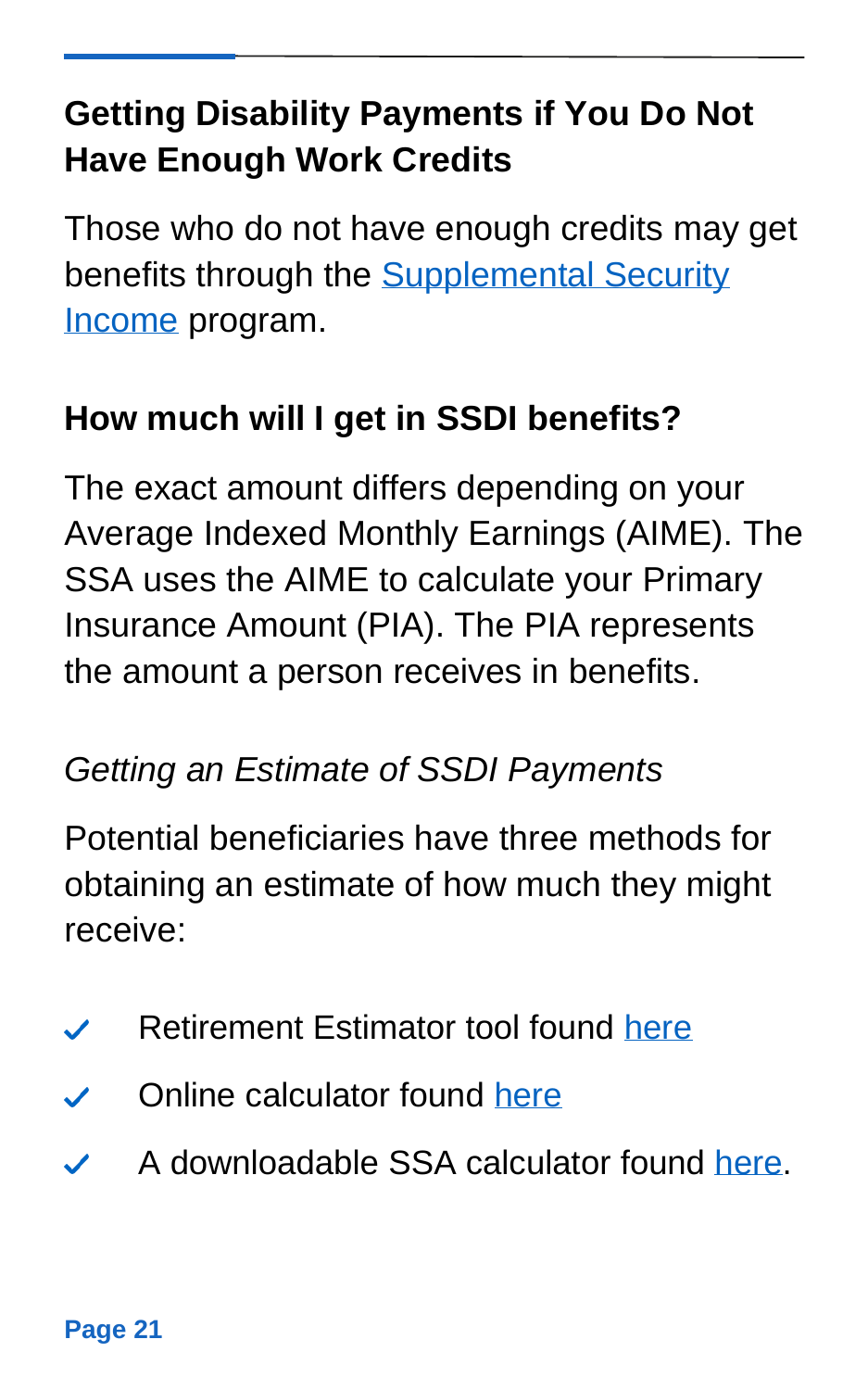## Getting Disability Payments if You Do Not Have Enough Work Credits

Those who do not have enough credits may get benefits through the Supplemental Security Income program.

## How much will I get in SSDI benefits?

The exact amount differs depending on your Average Indexed Monthly Earnings (AIME). The SSA uses the AIME to calculate your Primary Insurance Amount (PIA). The PIA represents the amount a person receives in benefits.

### *Getting an Estimate of SSDI Payments*

Potential beneficiaries have three methods for obtaining an estimate of how much they might receive:

- Retirement Estimator tool found here
- Online calculator found here
- A downloadable SSA calculator found here.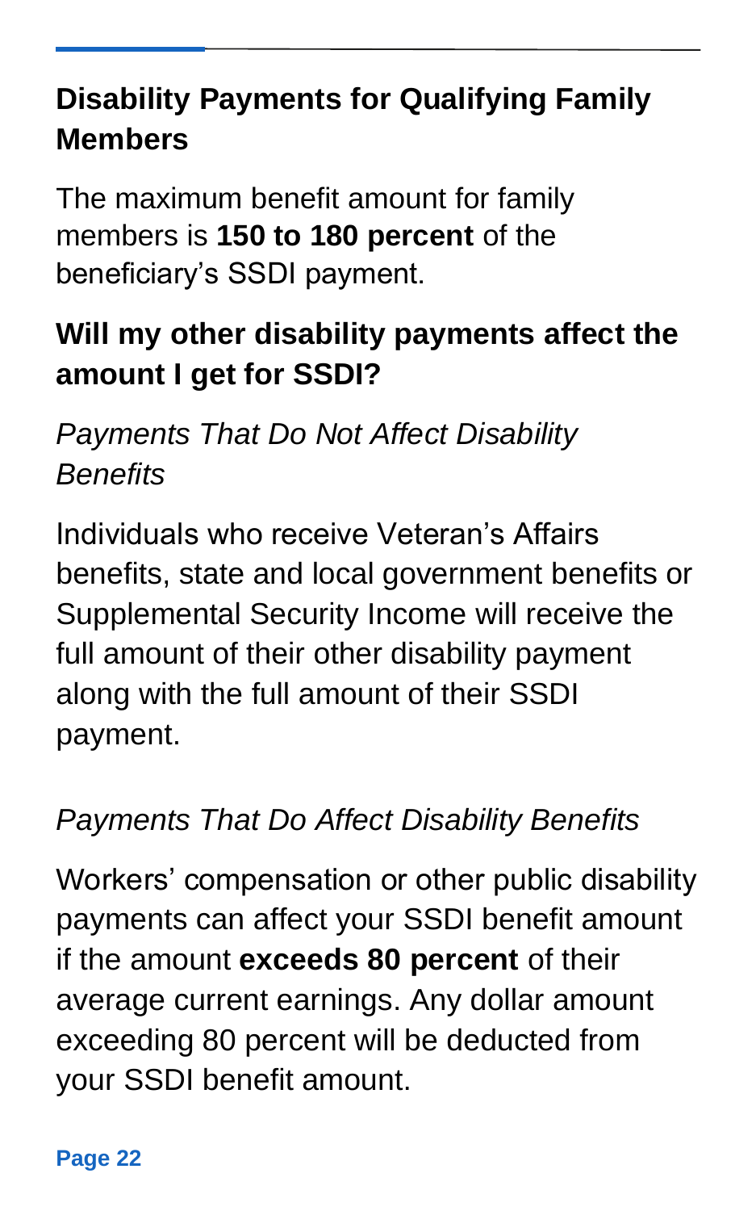## Disability Payments for Qualifying Family Members

The maximum benefit amount for family members is **150 to 180 percent** of the beneficiary's SSDI payment.

## Will my other disability payments affect the amount I get for SSDI?

*Payments That Do Not Affect Disability Benefits*

Individuals who receive Veteran's Affairs benefits, state and local government benefits or Supplemental Security Income will receive the full amount of their other disability payment along with the full amount of their SSDI payment.

*Payments That Do Affect Disability Benefits*

Workers' compensation or other public disability payments can affect your SSDI benefit amount if the amount **exceeds 80 percent** of their average current earnings. Any dollar amount exceeding 80 percent will be deducted from your SSDI benefit amount.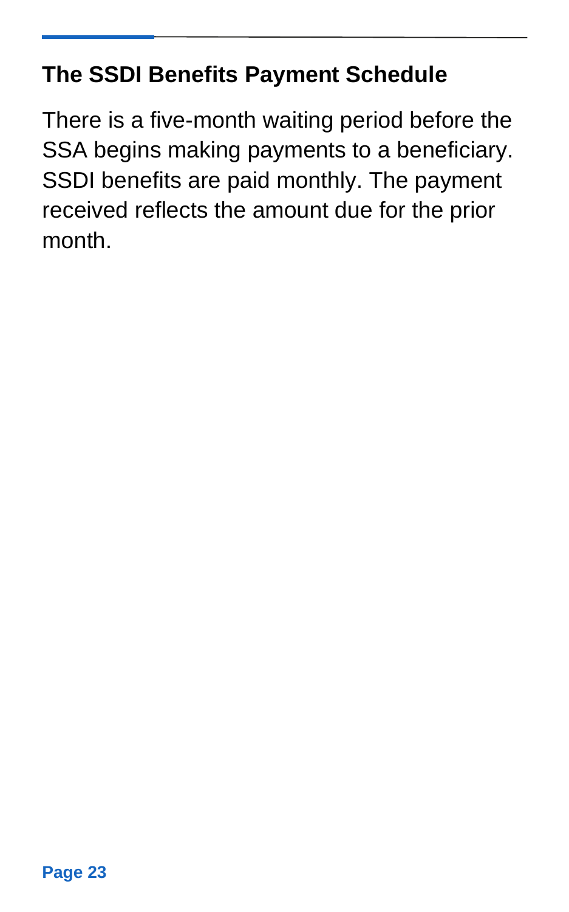## The SSDI Benefits Payment Schedule

There is a five-month waiting period before the SSA begins making payments to a beneficiary. SSDI benefits are paid monthly. The payment received reflects the amount due for the prior month.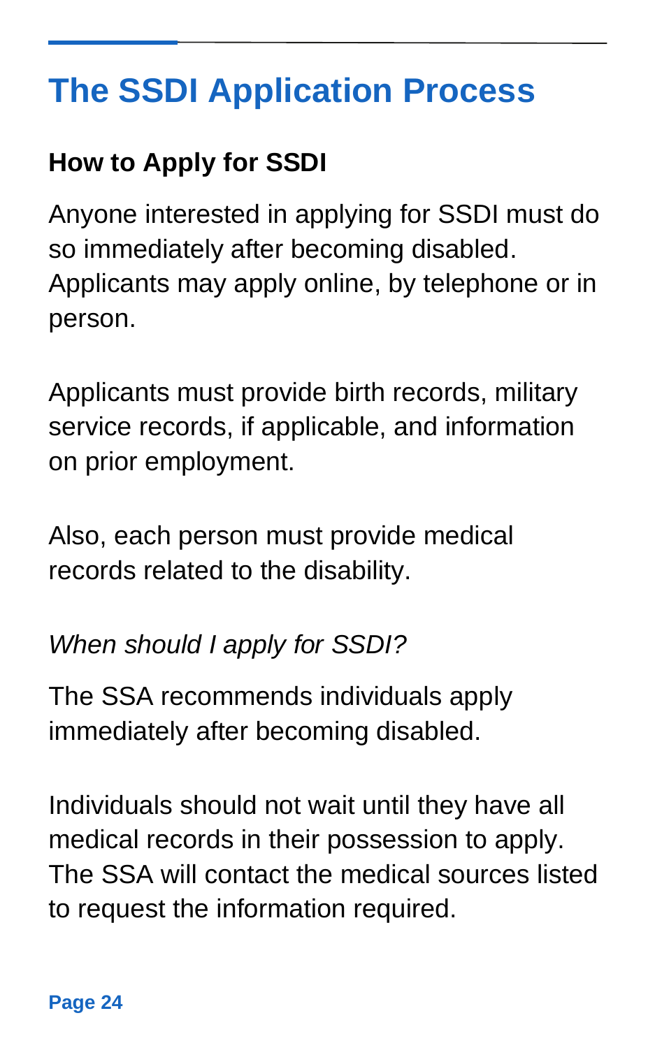# The SSDI Application Process

## How to Apply for SSDI

Anyone interested in applying for SSDI must do so immediately after becoming disabled. Applicants may apply online, by telephone or in person.

Applicants must provide birth records, military service records, if applicable, and information on prior employment.

Also, each person must provide medical records related to the disability.

*When should I apply for SSDI?*

The SSA recommends individuals apply immediately after becoming disabled.

Individuals should not wait until they have all medical records in their possession to apply. The SSA will contact the medical sources listed to request the information required.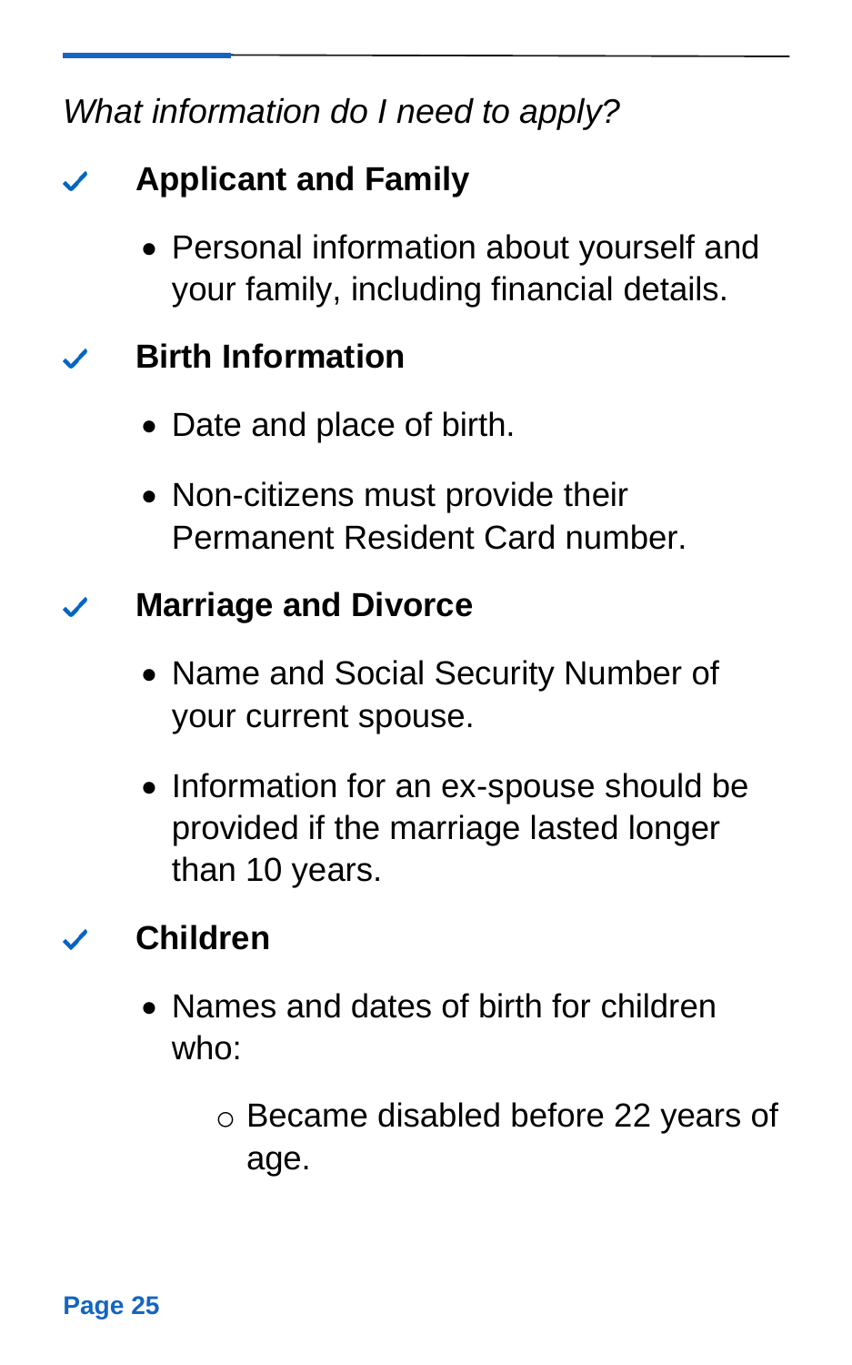*What information do I need to apply?*

✓ **Applicant and Family**

- Personal information about yourself and your family, including financial details.

✓ **Birth Information**

- Date and place of birth.
- Non-citizens must provide their Permanent Resident Card number.

✓ **Marriage and Divorce**

- Name and Social Security Number of your current spouse.
- Information for an ex-spouse should be provided if the marriage lasted longer than 10 years.

✓ **Children**

- Names and dates of birth for children who:
  - Became disabled before 22 years of age.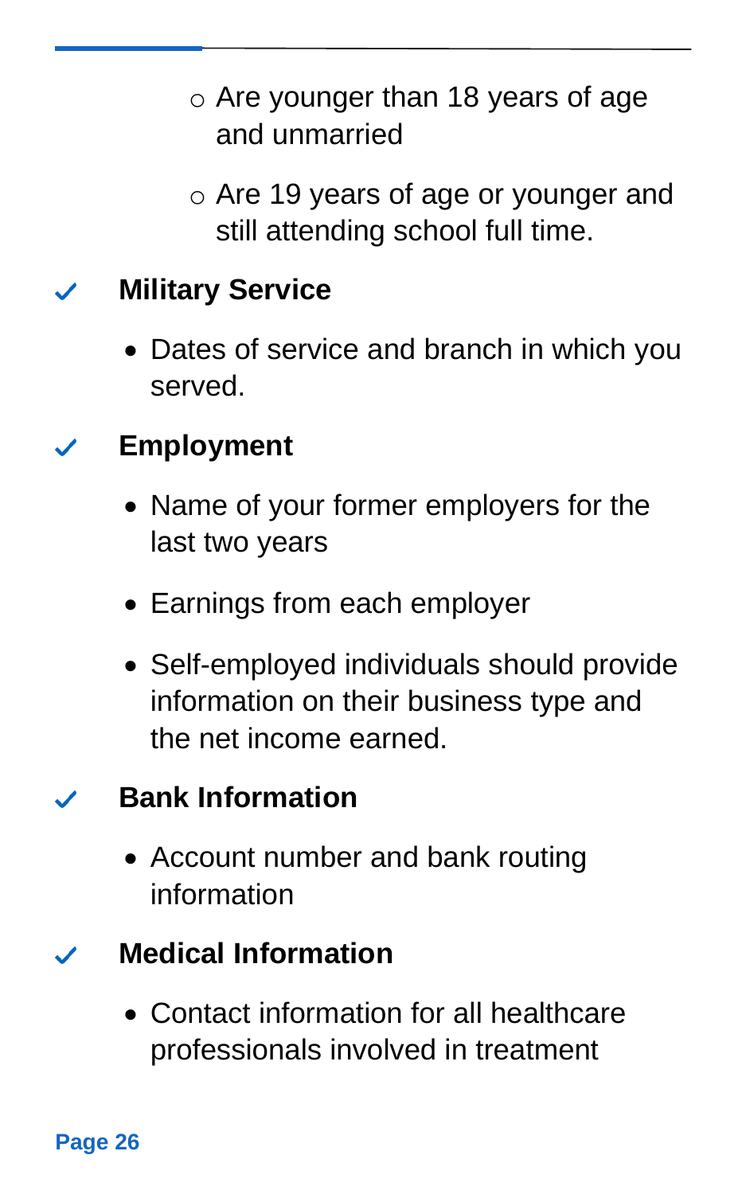- Are younger than 18 years of age and unmarried
   - Are 19 years of age or younger and still attending school full time.

✓ **Military Service**

- Dates of service and branch in which you served.

✓ **Employment**

- Name of your former employers for the last two years
- Earnings from each employer
- Self-employed individuals should provide information on their business type and the net income earned.

✓ **Bank Information**

- Account number and bank routing information

✓ **Medical Information**

- Contact information for all healthcare professionals involved in treatment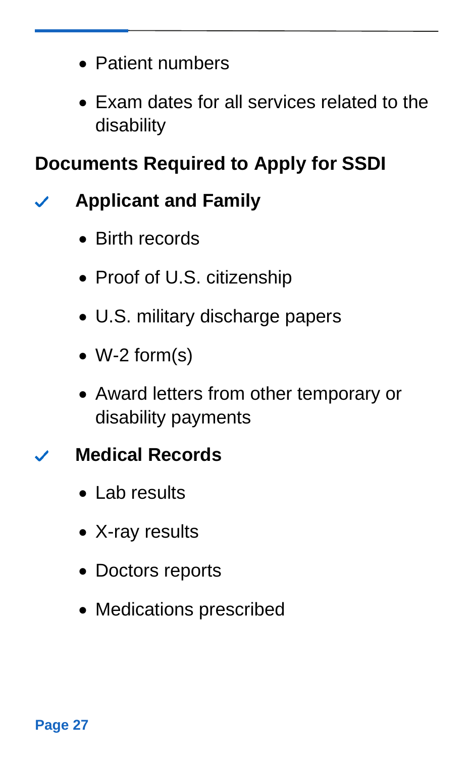- Patient numbers
- Exam dates for all services related to the disability

## Documents Required to Apply for SSDI

### ✓ Applicant and Family

- Birth records
- Proof of U.S. citizenship
- U.S. military discharge papers
- W-2 form(s)
- Award letters from other temporary or disability payments

### ✓ Medical Records

- Lab results
- X-ray results
- Doctors reports
- Medications prescribed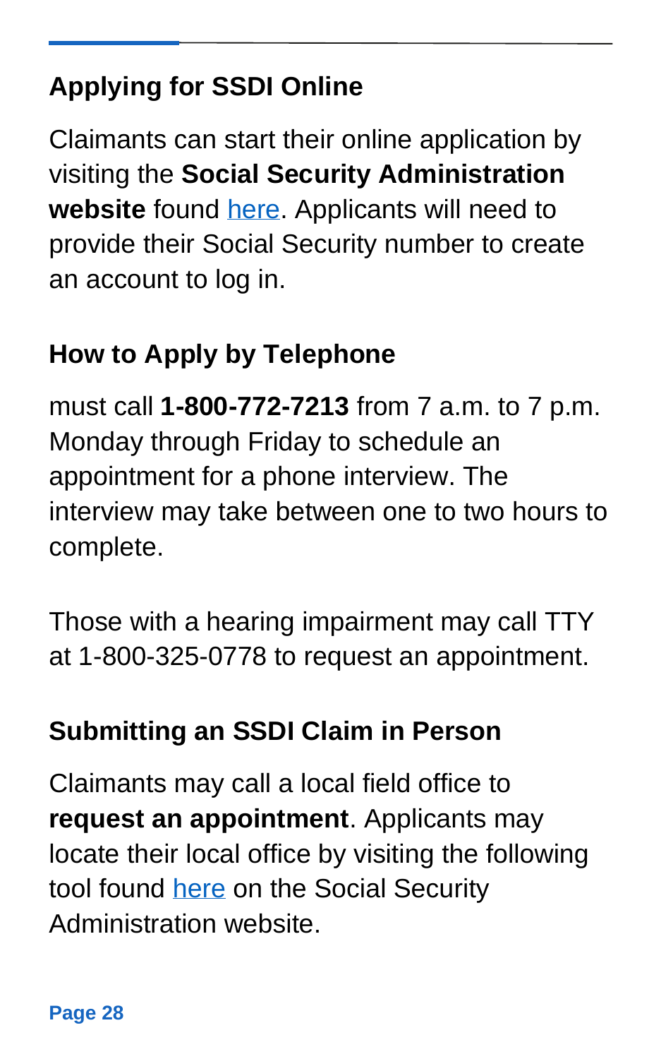## Applying for SSDI Online

Claimants can start their online application by visiting the **Social Security Administration website** found here. Applicants will need to provide their Social Security number to create an account to log in.

## How to Apply by Telephone

must call **1-800-772-7213** from 7 a.m. to 7 p.m. Monday through Friday to schedule an appointment for a phone interview. The interview may take between one to two hours to complete.

Those with a hearing impairment may call TTY at 1-800-325-0778 to request an appointment.

## Submitting an SSDI Claim in Person

Claimants may call a local field office to **request an appointment**. Applicants may locate their local office by visiting the following tool found here on the Social Security Administration website.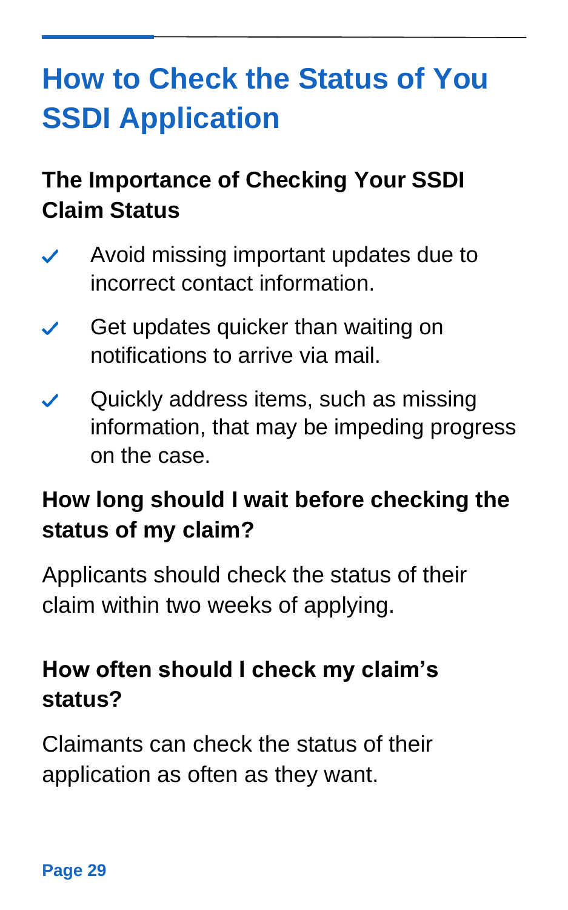# How to Check the Status of You SSDI Application

## The Importance of Checking Your SSDI Claim Status

- ✓ Avoid missing important updates due to incorrect contact information.
- ✓ Get updates quicker than waiting on notifications to arrive via mail.
- ✓ Quickly address items, such as missing information, that may be impeding progress on the case.

## How long should I wait before checking the status of my claim?

Applicants should check the status of their claim within two weeks of applying.

## How often should I check my claim's status?

Claimants can check the status of their application as often as they want.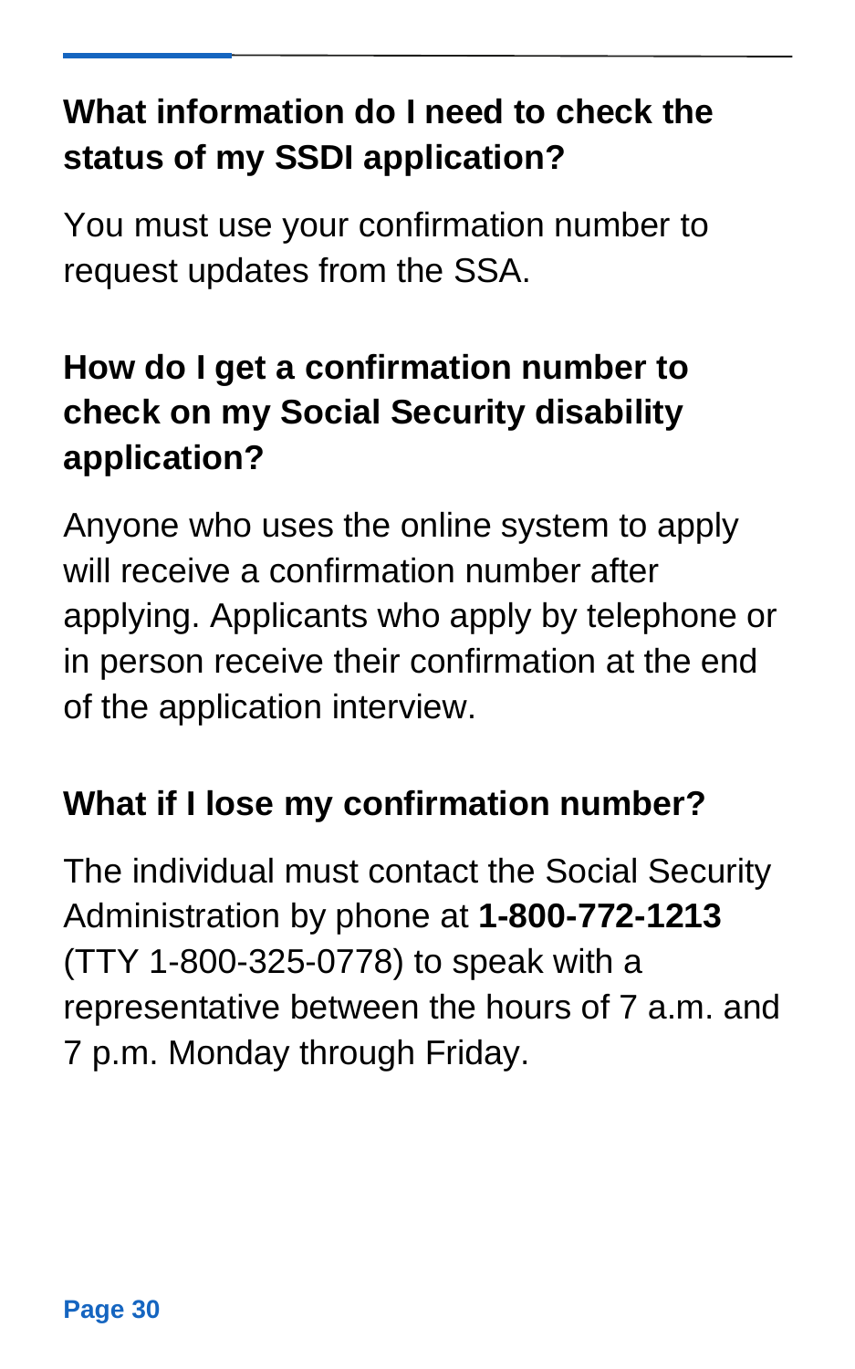### What information do I need to check the status of my SSDI application?

You must use your confirmation number to request updates from the SSA.

### How do I get a confirmation number to check on my Social Security disability application?

Anyone who uses the online system to apply will receive a confirmation number after applying. Applicants who apply by telephone or in person receive their confirmation at the end of the application interview.

### What if I lose my confirmation number?

The individual must contact the Social Security Administration by phone at **1-800-772-1213** (TTY 1-800-325-0778) to speak with a representative between the hours of 7 a.m. and 7 p.m. Monday through Friday.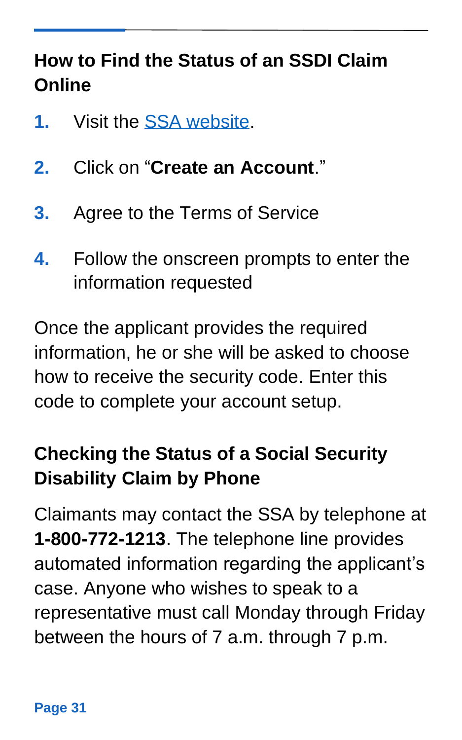## How to Find the Status of an SSDI Claim Online

1. Visit the SSA website.
2. Click on "**Create an Account**."
3. Agree to the Terms of Service
4. Follow the onscreen prompts to enter the information requested

Once the applicant provides the required information, he or she will be asked to choose how to receive the security code. Enter this code to complete your account setup.

## Checking the Status of a Social Security Disability Claim by Phone

Claimants may contact the SSA by telephone at **1-800-772-1213**. The telephone line provides automated information regarding the applicant's case. Anyone who wishes to speak to a representative must call Monday through Friday between the hours of 7 a.m. through 7 p.m.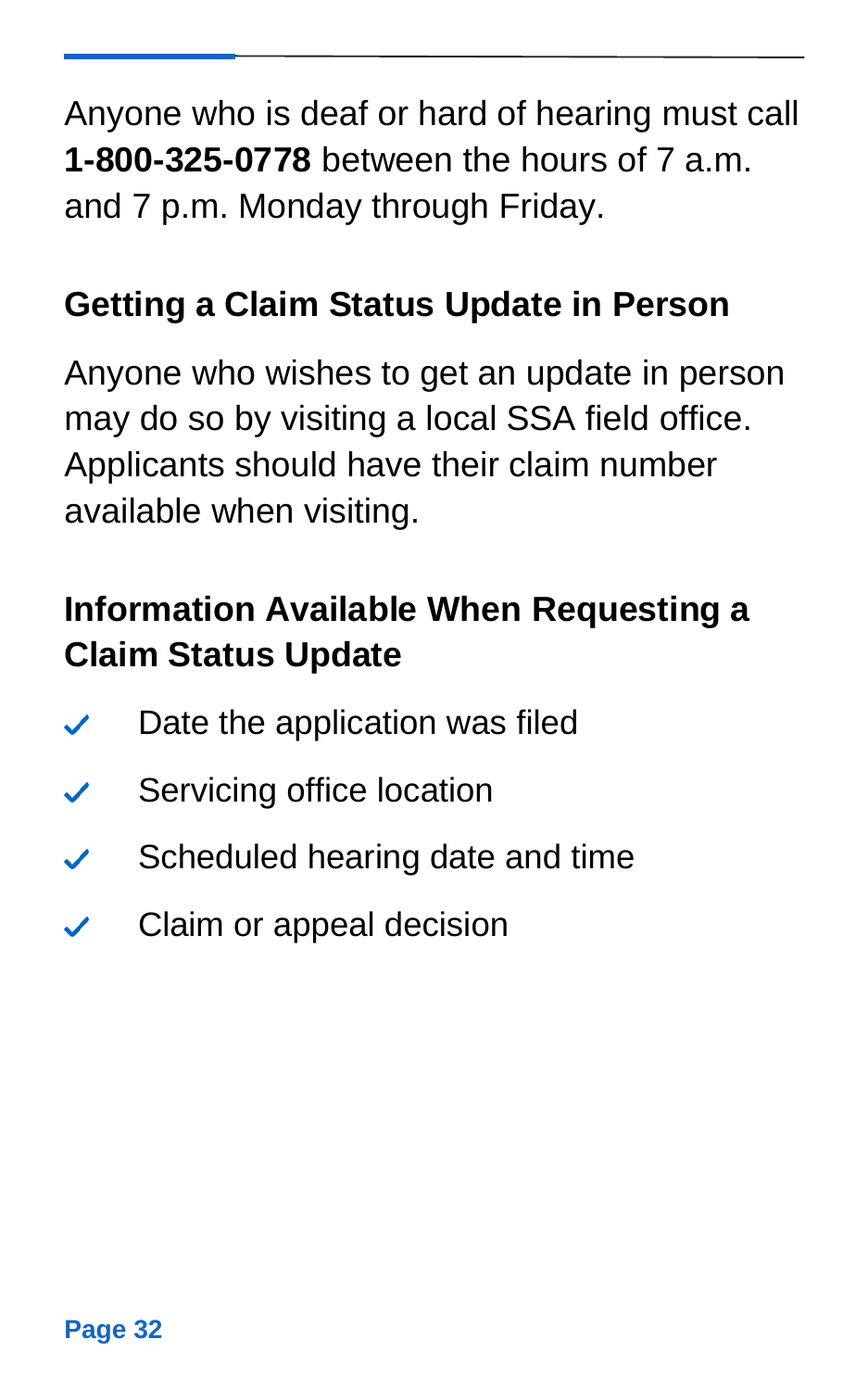Anyone who is deaf or hard of hearing must call **1-800-325-0778** between the hours of 7 a.m. and 7 p.m. Monday through Friday.

### Getting a Claim Status Update in Person

Anyone who wishes to get an update in person may do so by visiting a local SSA field office. Applicants should have their claim number available when visiting.

### Information Available When Requesting a Claim Status Update

- ✓ Date the application was filed
- ✓ Servicing office location
- ✓ Scheduled hearing date and time
- ✓ Claim or appeal decision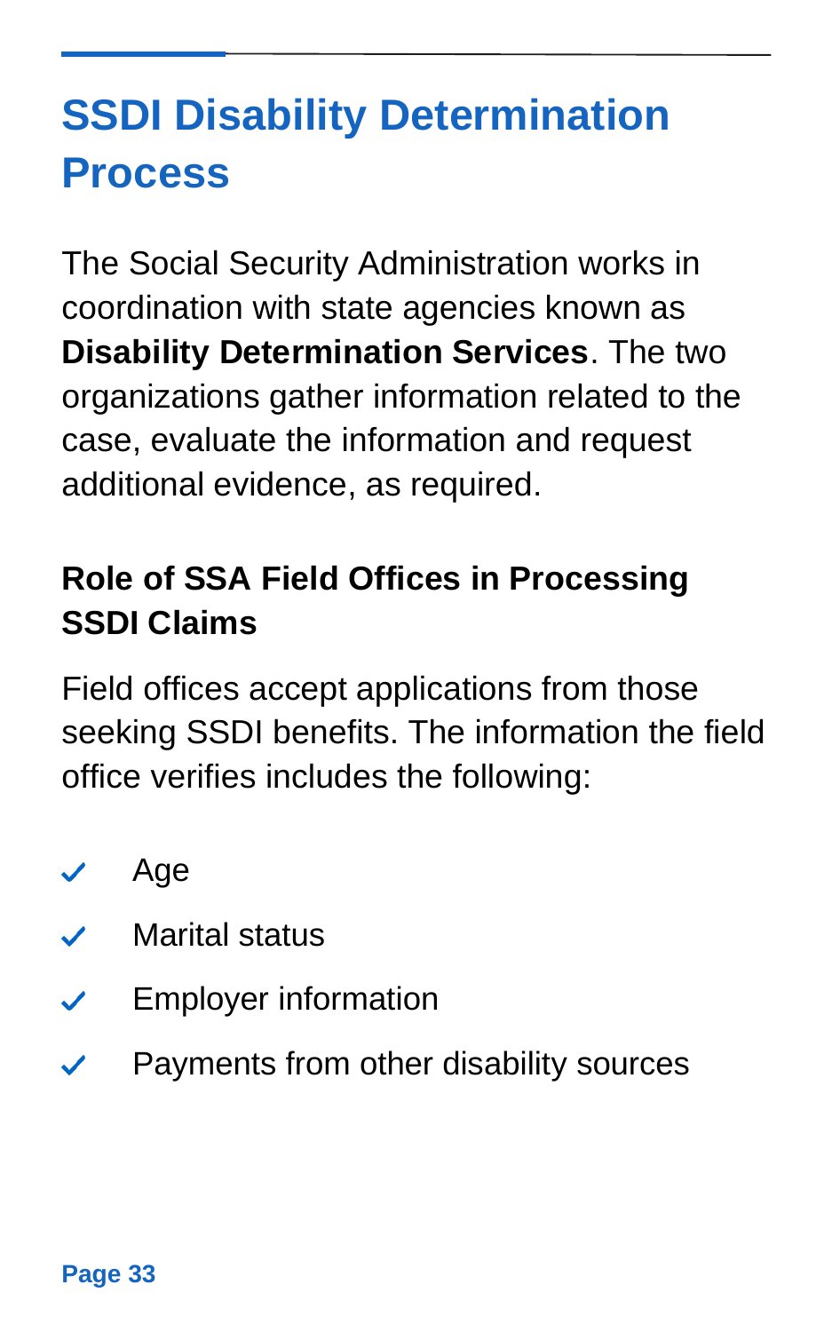# SSDI Disability Determination Process

The Social Security Administration works in coordination with state agencies known as **Disability Determination Services**. The two organizations gather information related to the case, evaluate the information and request additional evidence, as required.

## Role of SSA Field Offices in Processing SSDI Claims

Field offices accept applications from those seeking SSDI benefits. The information the field office verifies includes the following:

- Age
- Marital status
- Employer information
- Payments from other disability sources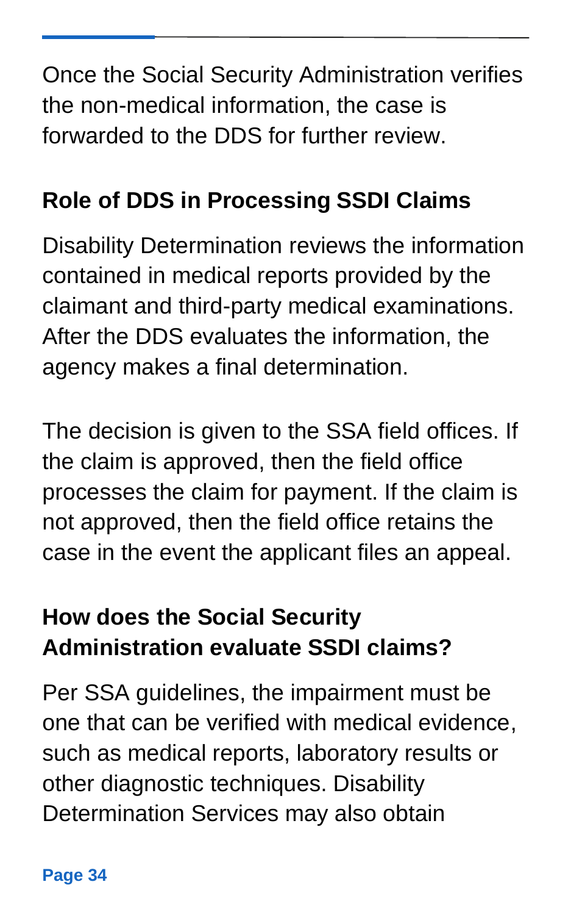Once the Social Security Administration verifies the non-medical information, the case is forwarded to the DDS for further review.

## Role of DDS in Processing SSDI Claims

Disability Determination reviews the information contained in medical reports provided by the claimant and third-party medical examinations. After the DDS evaluates the information, the agency makes a final determination.

The decision is given to the SSA field offices. If the claim is approved, then the field office processes the claim for payment. If the claim is not approved, then the field office retains the case in the event the applicant files an appeal.

## How does the Social Security Administration evaluate SSDI claims?

Per SSA guidelines, the impairment must be one that can be verified with medical evidence, such as medical reports, laboratory results or other diagnostic techniques. Disability Determination Services may also obtain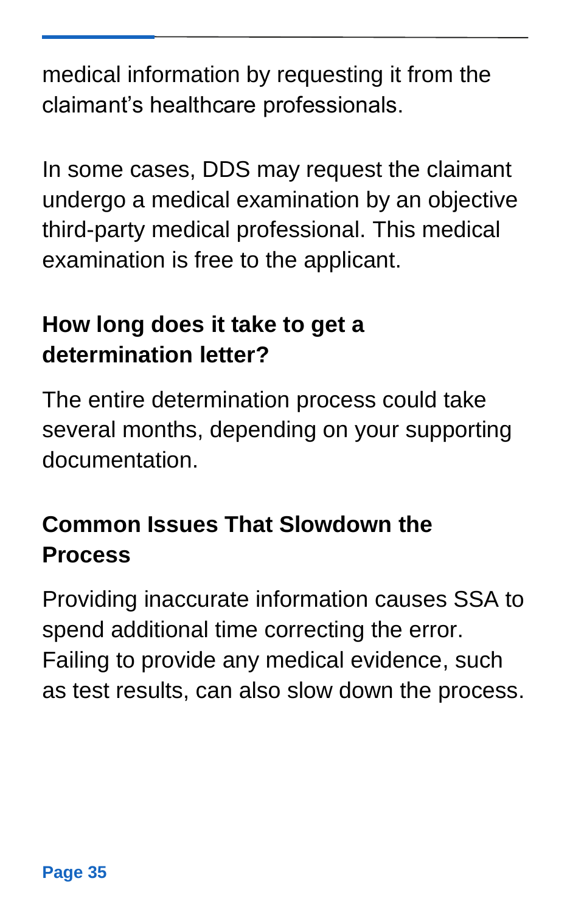medical information by requesting it from the claimant's healthcare professionals.

In some cases, DDS may request the claimant undergo a medical examination by an objective third-party medical professional. This medical examination is free to the applicant.

### How long does it take to get a determination letter?

The entire determination process could take several months, depending on your supporting documentation.

### Common Issues That Slowdown the Process

Providing inaccurate information causes SSA to spend additional time correcting the error. Failing to provide any medical evidence, such as test results, can also slow down the process.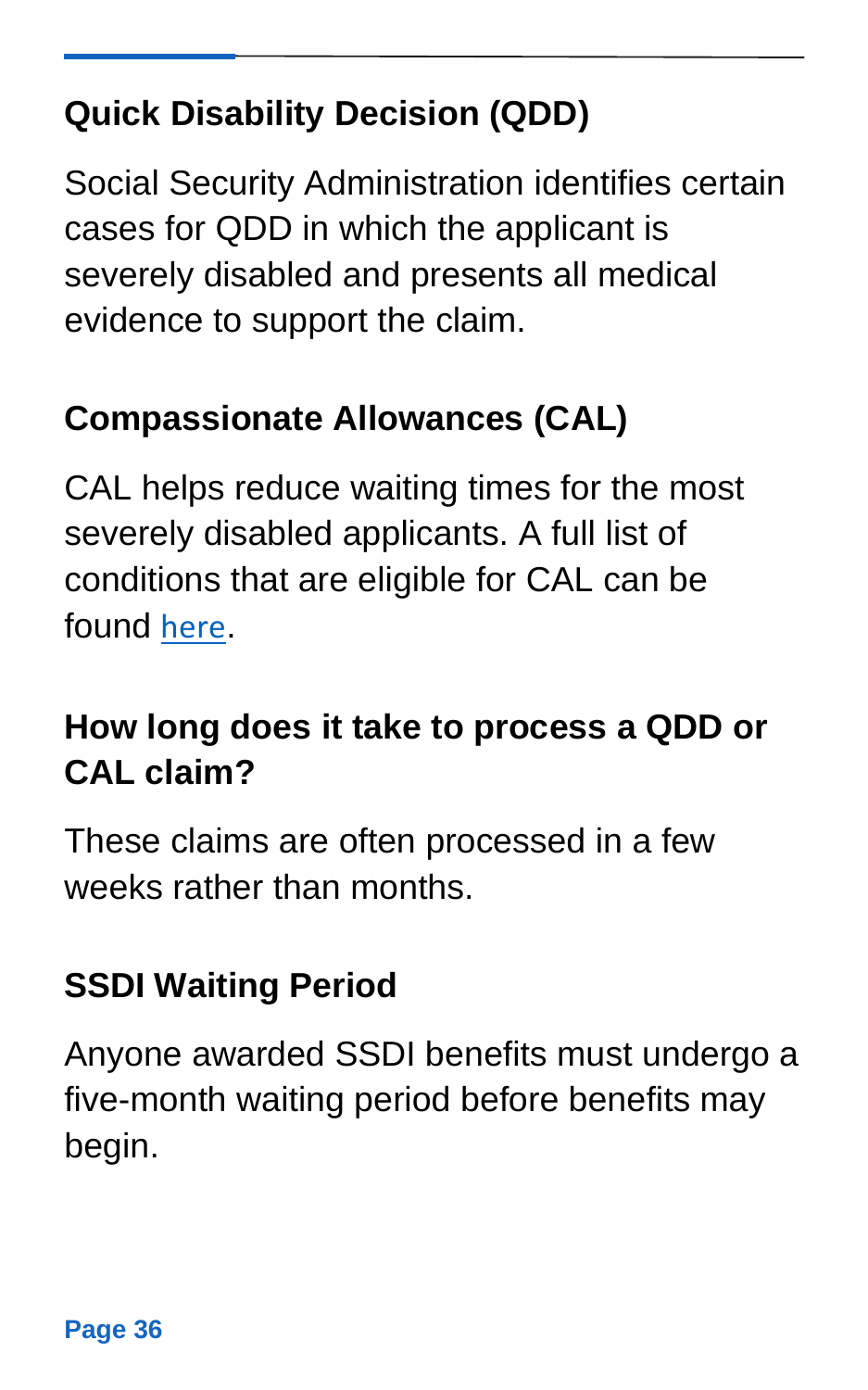### Quick Disability Decision (QDD)

Social Security Administration identifies certain cases for QDD in which the applicant is severely disabled and presents all medical evidence to support the claim.

### Compassionate Allowances (CAL)

CAL helps reduce waiting times for the most severely disabled applicants. A full list of conditions that are eligible for CAL can be found here.

### How long does it take to process a QDD or CAL claim?

These claims are often processed in a few weeks rather than months.

### SSDI Waiting Period

Anyone awarded SSDI benefits must undergo a five-month waiting period before benefits may begin.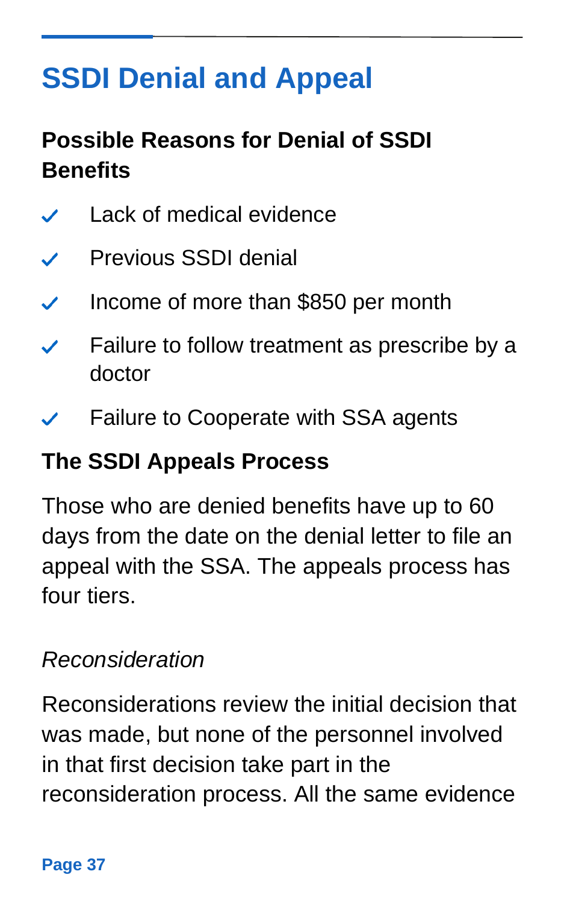# SSDI Denial and Appeal

## Possible Reasons for Denial of SSDI Benefits

- Lack of medical evidence
- Previous SSDI denial
- Income of more than $850 per month
- Failure to follow treatment as prescribe by a doctor
- Failure to Cooperate with SSA agents

## The SSDI Appeals Process

Those who are denied benefits have up to 60 days from the date on the denial letter to file an appeal with the SSA. The appeals process has four tiers.

*Reconsideration*

Reconsiderations review the initial decision that was made, but none of the personnel involved in that first decision take part in the reconsideration process. All the same evidence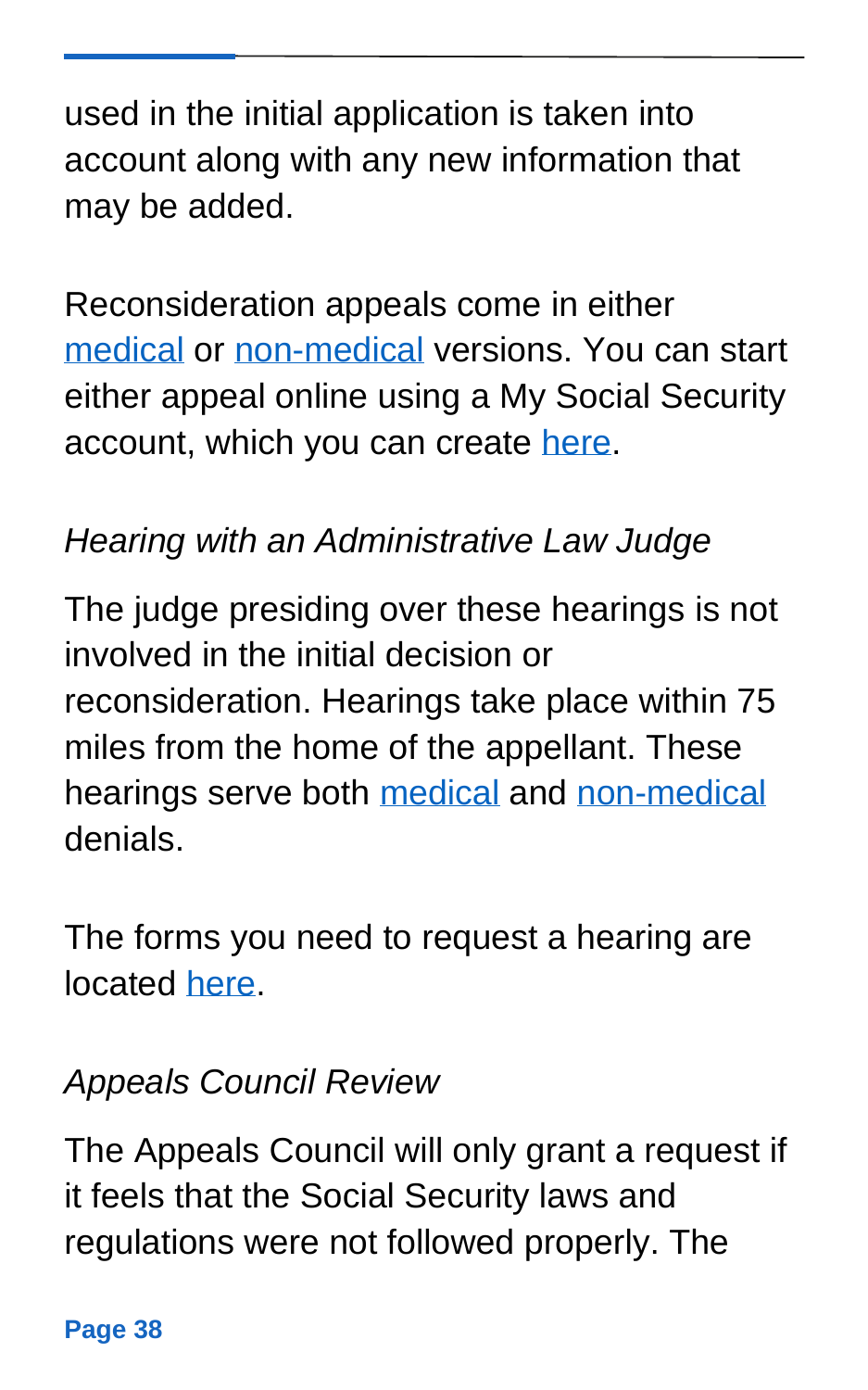used in the initial application is taken into account along with any new information that may be added.

Reconsideration appeals come in either medical or non-medical versions. You can start either appeal online using a My Social Security account, which you can create here.

*Hearing with an Administrative Law Judge*

The judge presiding over these hearings is not involved in the initial decision or reconsideration. Hearings take place within 75 miles from the home of the appellant. These hearings serve both medical and non-medical denials.

The forms you need to request a hearing are located here.

*Appeals Council Review*

The Appeals Council will only grant a request if it feels that the Social Security laws and regulations were not followed properly. The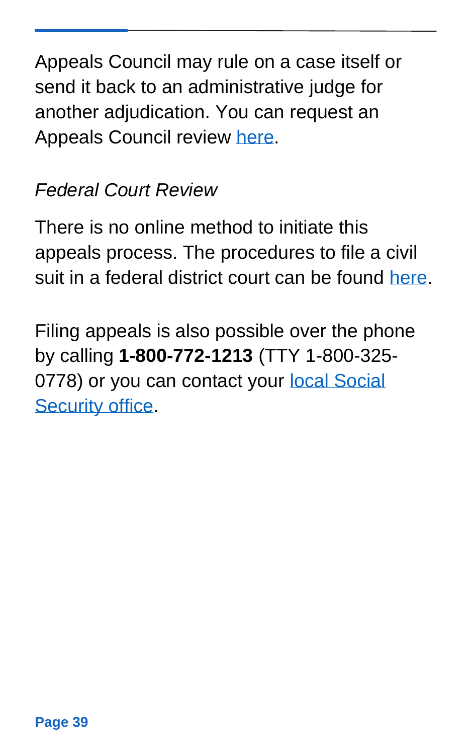Appeals Council may rule on a case itself or send it back to an administrative judge for another adjudication. You can request an Appeals Council review here.

*Federal Court Review*

There is no online method to initiate this appeals process. The procedures to file a civil suit in a federal district court can be found here.

Filing appeals is also possible over the phone by calling **1-800-772-1213** (TTY 1-800-325-0778) or you can contact your local Social Security office.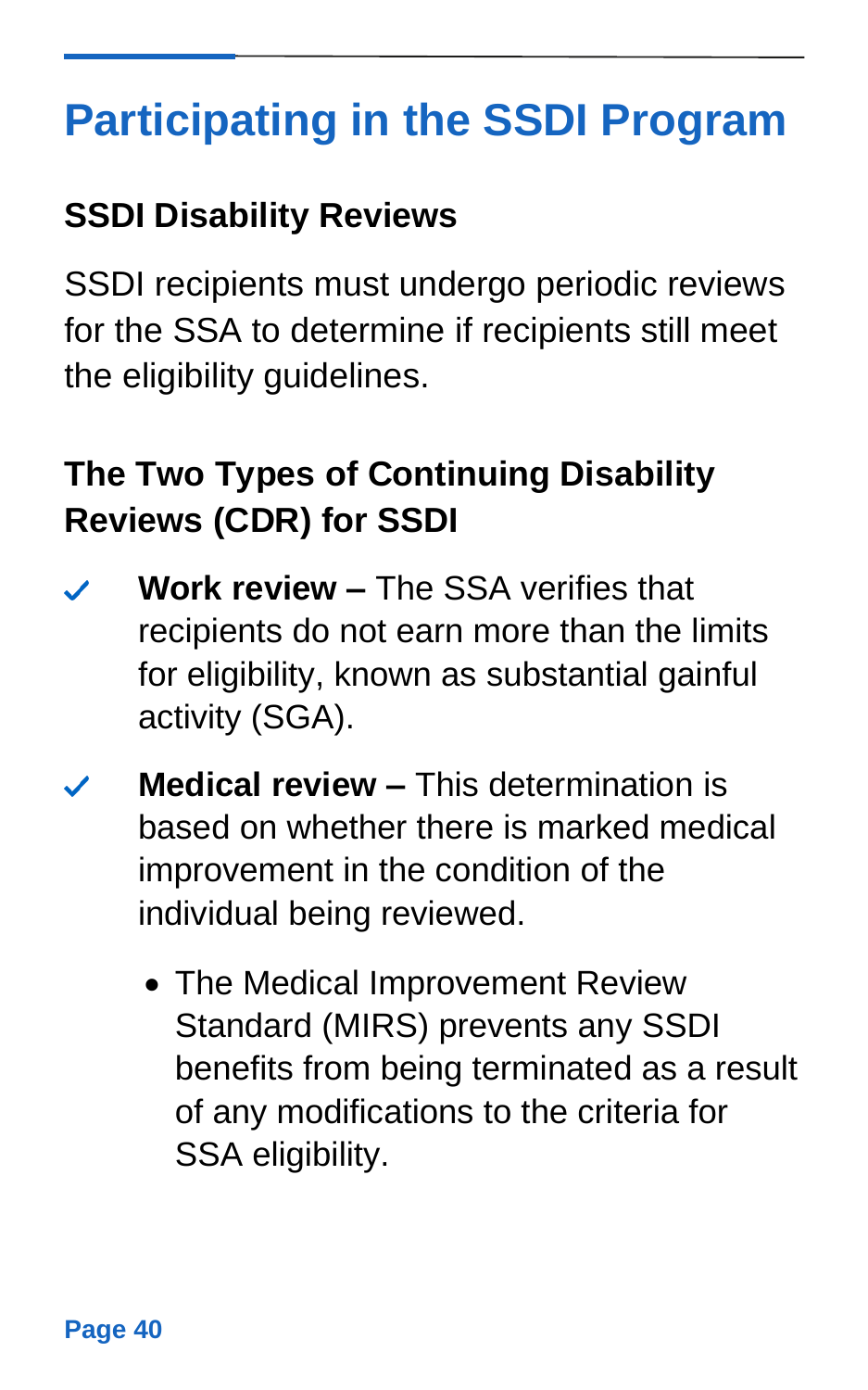# Participating in the SSDI Program

### SSDI Disability Reviews

SSDI recipients must undergo periodic reviews for the SSA to determine if recipients still meet the eligibility guidelines.

### The Two Types of Continuing Disability Reviews (CDR) for SSDI

- ✓ **Work review –** The SSA verifies that recipients do not earn more than the limits for eligibility, known as substantial gainful activity (SGA).
- ✓ **Medical review –** This determination is based on whether there is marked medical improvement in the condition of the individual being reviewed.
  - The Medical Improvement Review Standard (MIRS) prevents any SSDI benefits from being terminated as a result of any modifications to the criteria for SSA eligibility.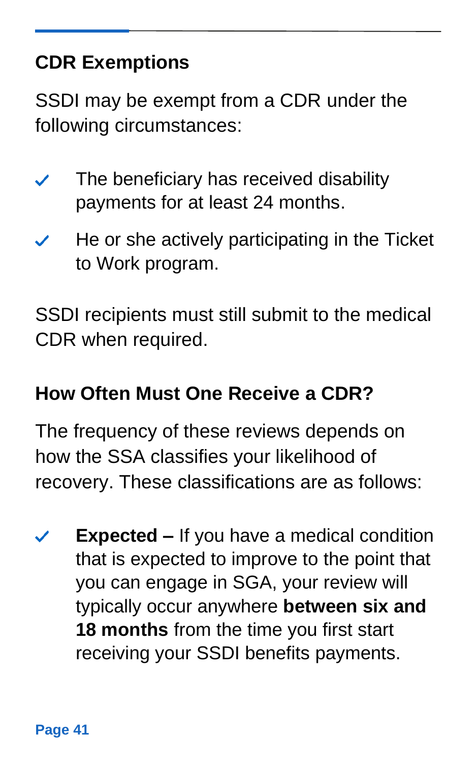## CDR Exemptions

SSDI may be exempt from a CDR under the following circumstances:

- The beneficiary has received disability payments for at least 24 months.
- He or she actively participating in the Ticket to Work program.

SSDI recipients must still submit to the medical CDR when required.

## How Often Must One Receive a CDR?

The frequency of these reviews depends on how the SSA classifies your likelihood of recovery. These classifications are as follows:

- **Expected –** If you have a medical condition that is expected to improve to the point that you can engage in SGA, your review will typically occur anywhere **between six and 18 months** from the time you first start receiving your SSDI benefits payments.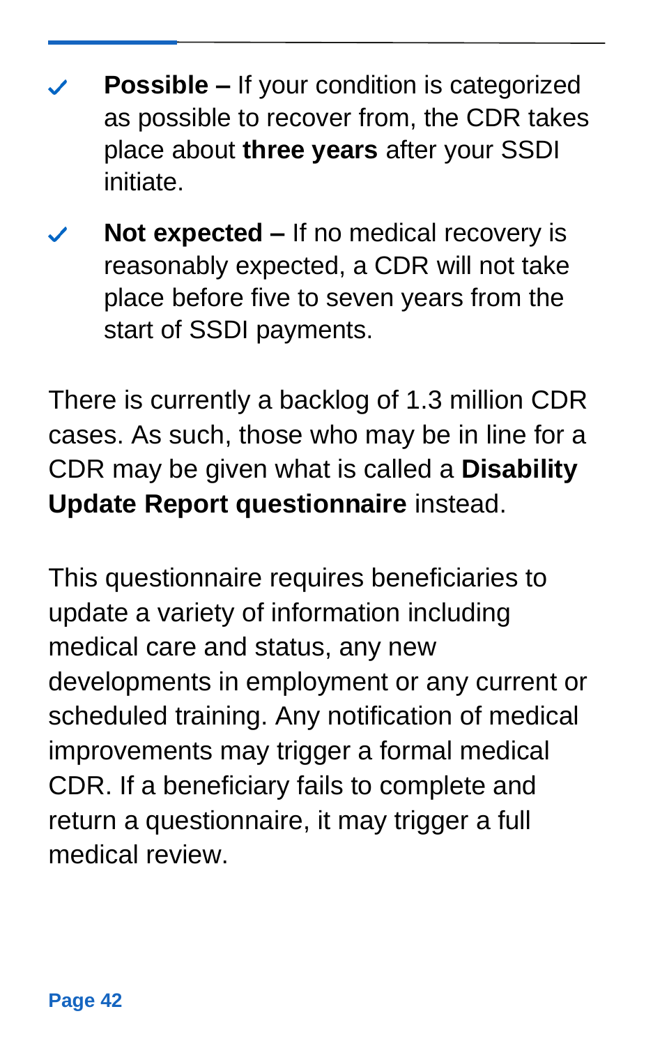- **Possible –** If your condition is categorized as possible to recover from, the CDR takes place about **three years** after your SSDI initiate.
- **Not expected –** If no medical recovery is reasonably expected, a CDR will not take place before five to seven years from the start of SSDI payments.

There is currently a backlog of 1.3 million CDR cases. As such, those who may be in line for a CDR may be given what is called a **Disability Update Report questionnaire** instead.

This questionnaire requires beneficiaries to update a variety of information including medical care and status, any new developments in employment or any current or scheduled training. Any notification of medical improvements may trigger a formal medical CDR. If a beneficiary fails to complete and return a questionnaire, it may trigger a full medical review.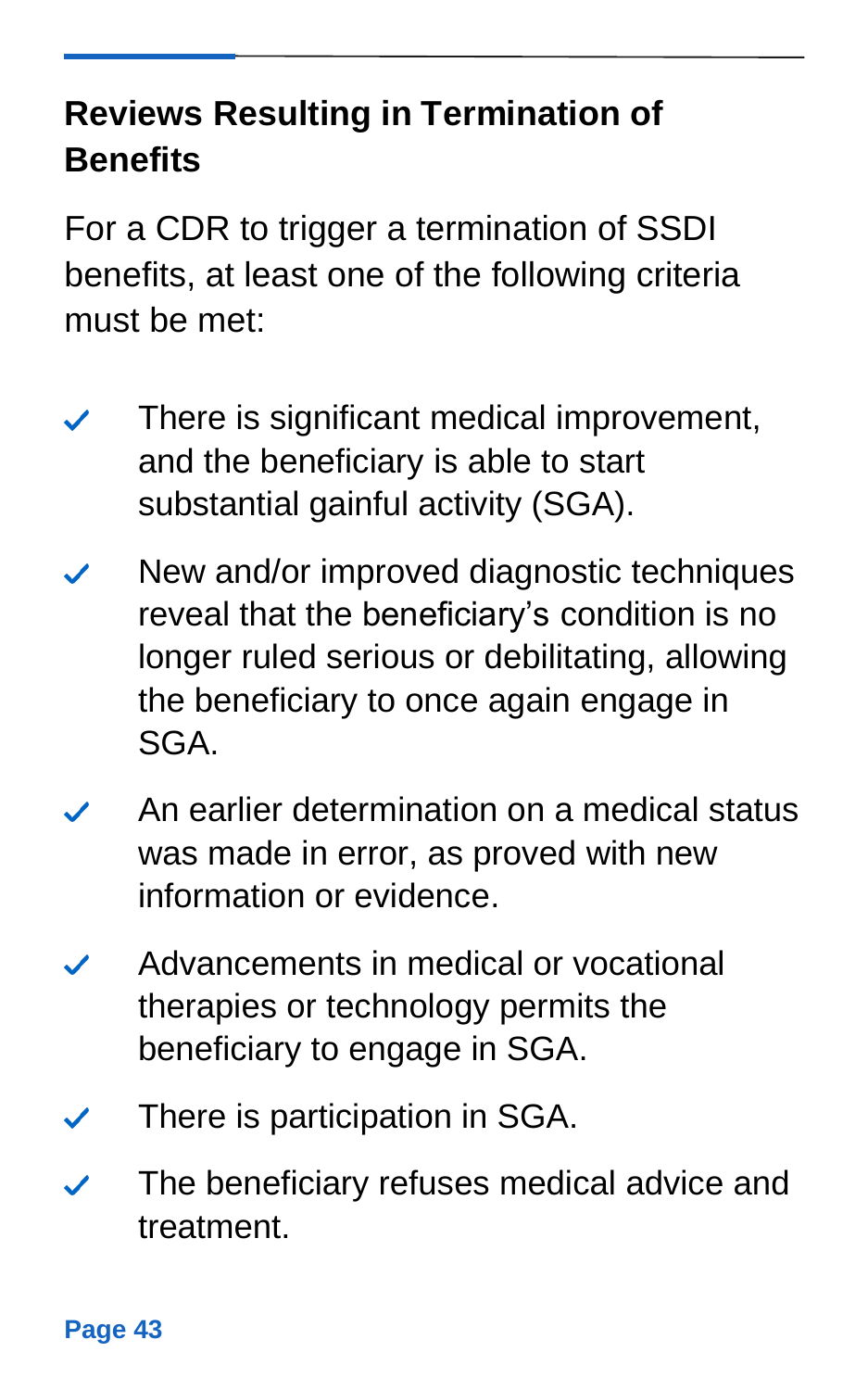## Reviews Resulting in Termination of Benefits

For a CDR to trigger a termination of SSDI benefits, at least one of the following criteria must be met:

- There is significant medical improvement, and the beneficiary is able to start substantial gainful activity (SGA).
- New and/or improved diagnostic techniques reveal that the beneficiary's condition is no longer ruled serious or debilitating, allowing the beneficiary to once again engage in SGA.
- An earlier determination on a medical status was made in error, as proved with new information or evidence.
- Advancements in medical or vocational therapies or technology permits the beneficiary to engage in SGA.
- There is participation in SGA.
- The beneficiary refuses medical advice and treatment.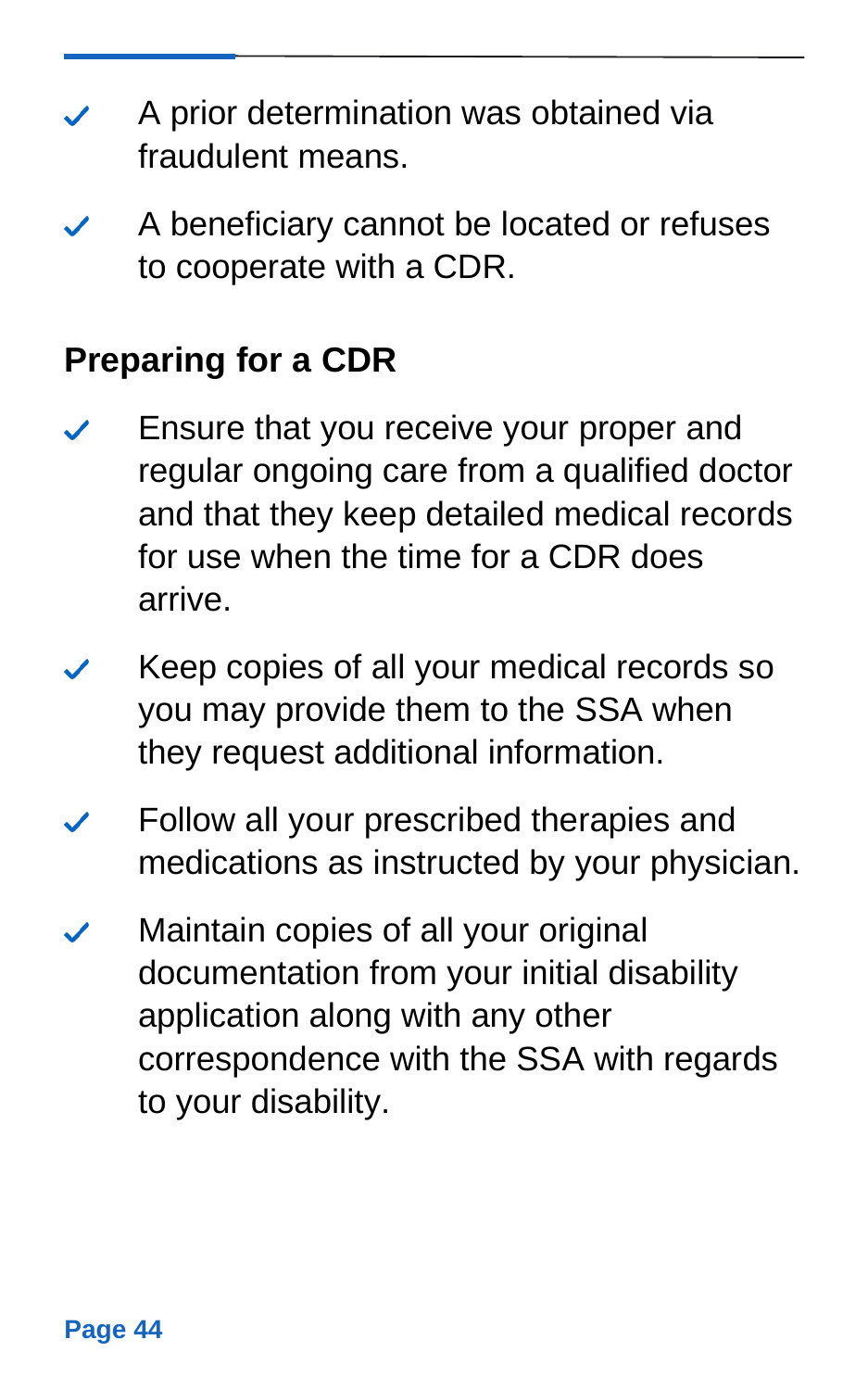- A prior determination was obtained via fraudulent means.
- A beneficiary cannot be located or refuses to cooperate with a CDR.

## Preparing for a CDR

- Ensure that you receive your proper and regular ongoing care from a qualified doctor and that they keep detailed medical records for use when the time for a CDR does arrive.
- Keep copies of all your medical records so you may provide them to the SSA when they request additional information.
- Follow all your prescribed therapies and medications as instructed by your physician.
- Maintain copies of all your original documentation from your initial disability application along with any other correspondence with the SSA with regards to your disability.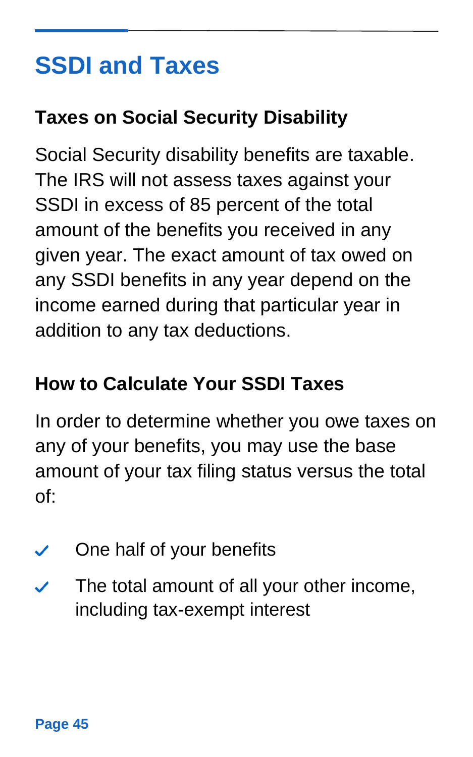# SSDI and Taxes

## Taxes on Social Security Disability

Social Security disability benefits are taxable. The IRS will not assess taxes against your SSDI in excess of 85 percent of the total amount of the benefits you received in any given year. The exact amount of tax owed on any SSDI benefits in any year depend on the income earned during that particular year in addition to any tax deductions.

## How to Calculate Your SSDI Taxes

In order to determine whether you owe taxes on any of your benefits, you may use the base amount of your tax filing status versus the total of:

- One half of your benefits
- The total amount of all your other income, including tax-exempt interest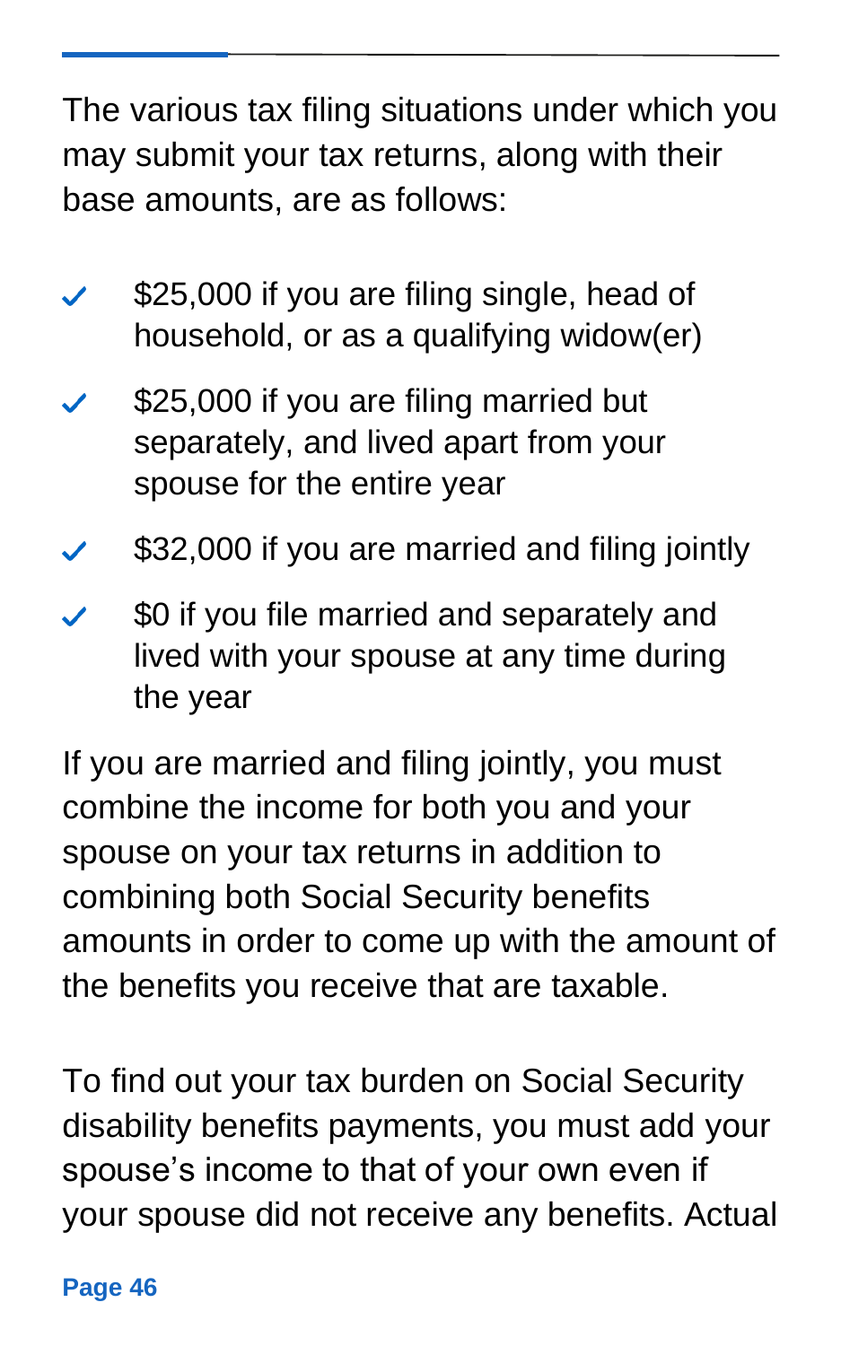The various tax filing situations under which you may submit your tax returns, along with their base amounts, are as follows:

- $25,000 if you are filing single, head of household, or as a qualifying widow(er)
- $25,000 if you are filing married but separately, and lived apart from your spouse for the entire year
- $32,000 if you are married and filing jointly
- $0 if you file married and separately and lived with your spouse at any time during the year

If you are married and filing jointly, you must combine the income for both you and your spouse on your tax returns in addition to combining both Social Security benefits amounts in order to come up with the amount of the benefits you receive that are taxable.

To find out your tax burden on Social Security disability benefits payments, you must add your spouse's income to that of your own even if your spouse did not receive any benefits. Actual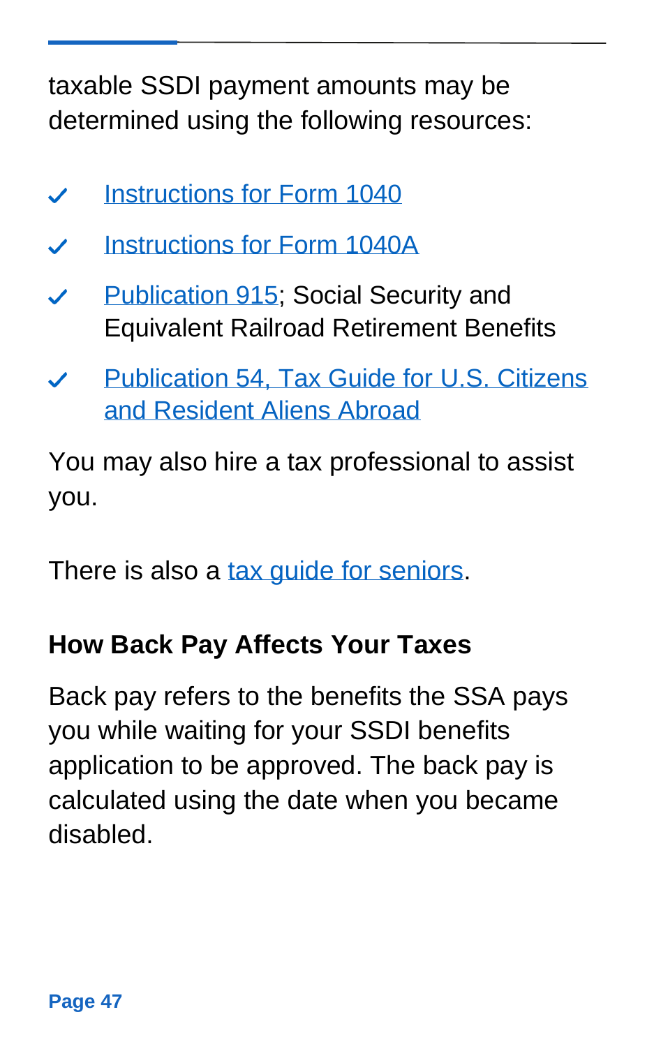taxable SSDI payment amounts may be determined using the following resources:

- Instructions for Form 1040
- Instructions for Form 1040A
- Publication 915; Social Security and Equivalent Railroad Retirement Benefits
- Publication 54, Tax Guide for U.S. Citizens and Resident Aliens Abroad

You may also hire a tax professional to assist you.

There is also a tax guide for seniors.

### How Back Pay Affects Your Taxes

Back pay refers to the benefits the SSA pays you while waiting for your SSDI benefits application to be approved. The back pay is calculated using the date when you became disabled.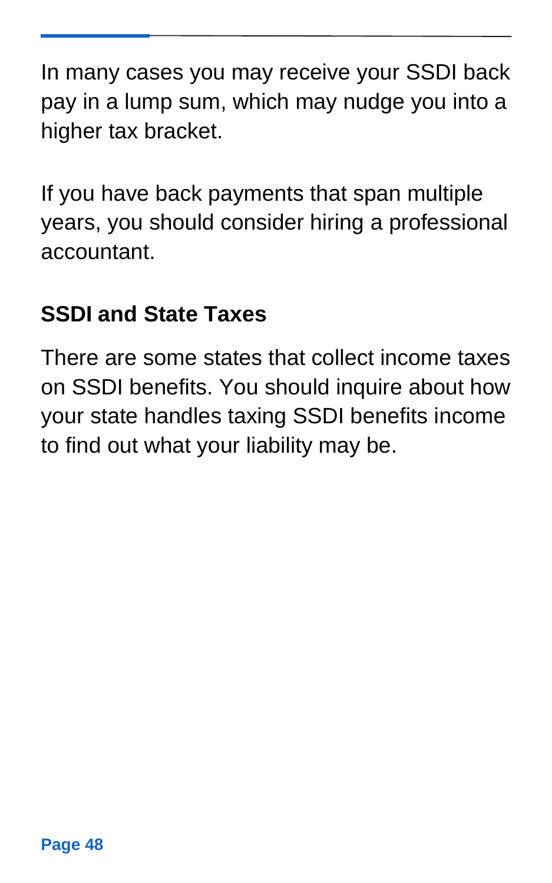In many cases you may receive your SSDI back pay in a lump sum, which may nudge you into a higher tax bracket.

If you have back payments that span multiple years, you should consider hiring a professional accountant.

## SSDI and State Taxes

There are some states that collect income taxes on SSDI benefits. You should inquire about how your state handles taxing SSDI benefits income to find out what your liability may be.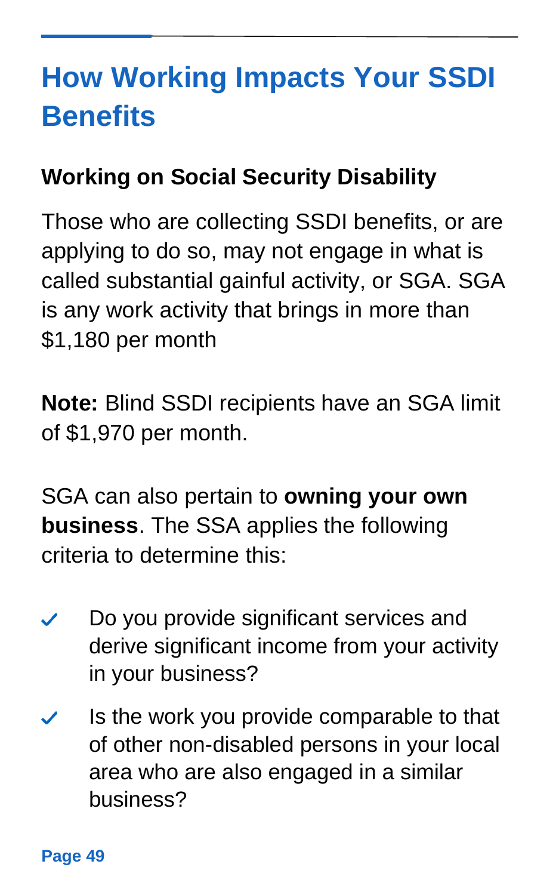# How Working Impacts Your SSDI Benefits

## Working on Social Security Disability

Those who are collecting SSDI benefits, or are applying to do so, may not engage in what is called substantial gainful activity, or SGA. SGA is any work activity that brings in more than $1,180 per month

**Note:** Blind SSDI recipients have an SGA limit of $1,970 per month.

SGA can also pertain to **owning your own business**. The SSA applies the following criteria to determine this:

- ✓ Do you provide significant services and derive significant income from your activity in your business?
- ✓ Is the work you provide comparable to that of other non-disabled persons in your local area who are also engaged in a similar business?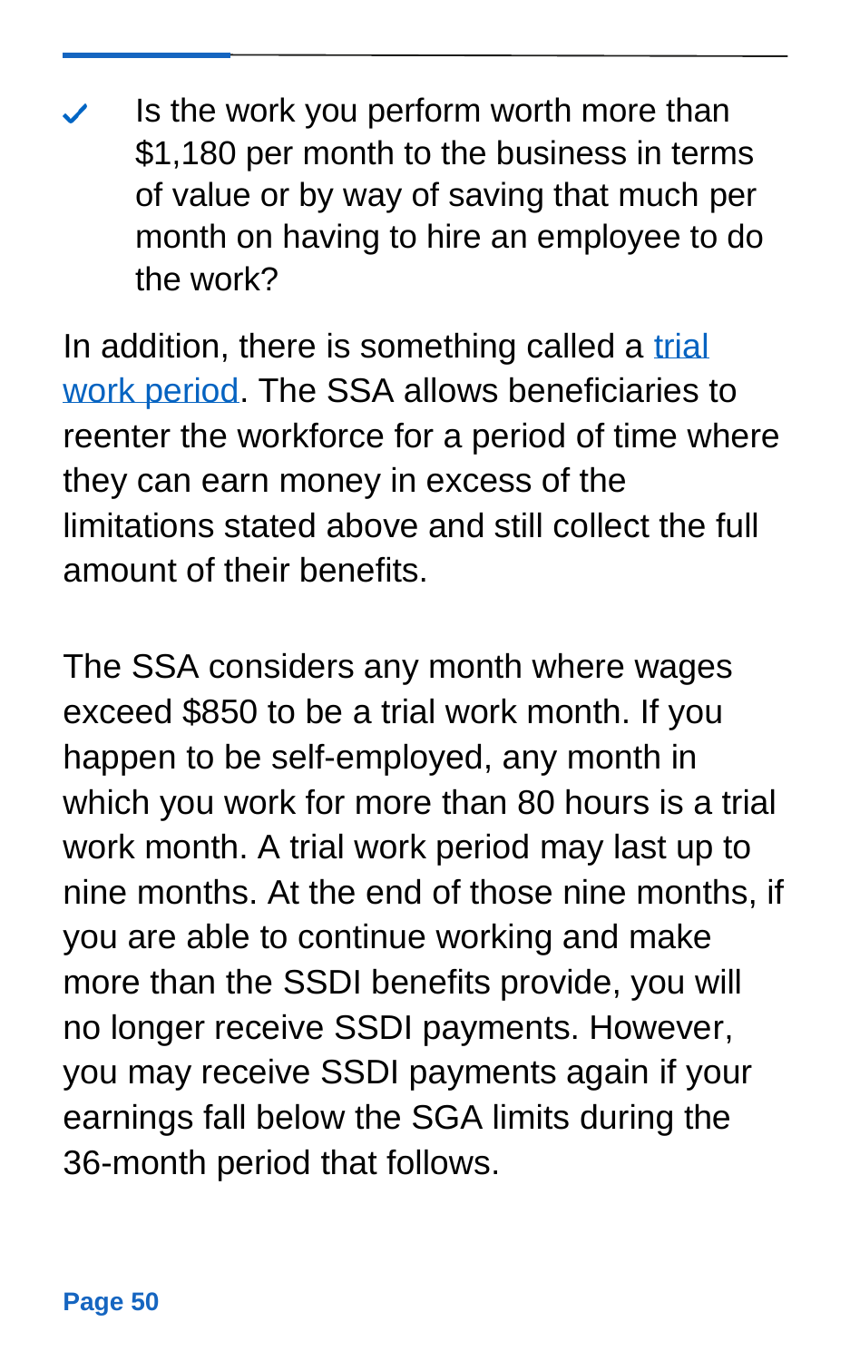- ✓ Is the work you perform worth more than $1,180 per month to the business in terms of value or by way of saving that much per month on having to hire an employee to do the work?

In addition, there is something called a [trial work period](). The SSA allows beneficiaries to reenter the workforce for a period of time where they can earn money in excess of the limitations stated above and still collect the full amount of their benefits.

The SSA considers any month where wages exceed $850 to be a trial work month. If you happen to be self-employed, any month in which you work for more than 80 hours is a trial work month. A trial work period may last up to nine months. At the end of those nine months, if you are able to continue working and make more than the SSDI benefits provide, you will no longer receive SSDI payments. However, you may receive SSDI payments again if your earnings fall below the SGA limits during the 36-month period that follows.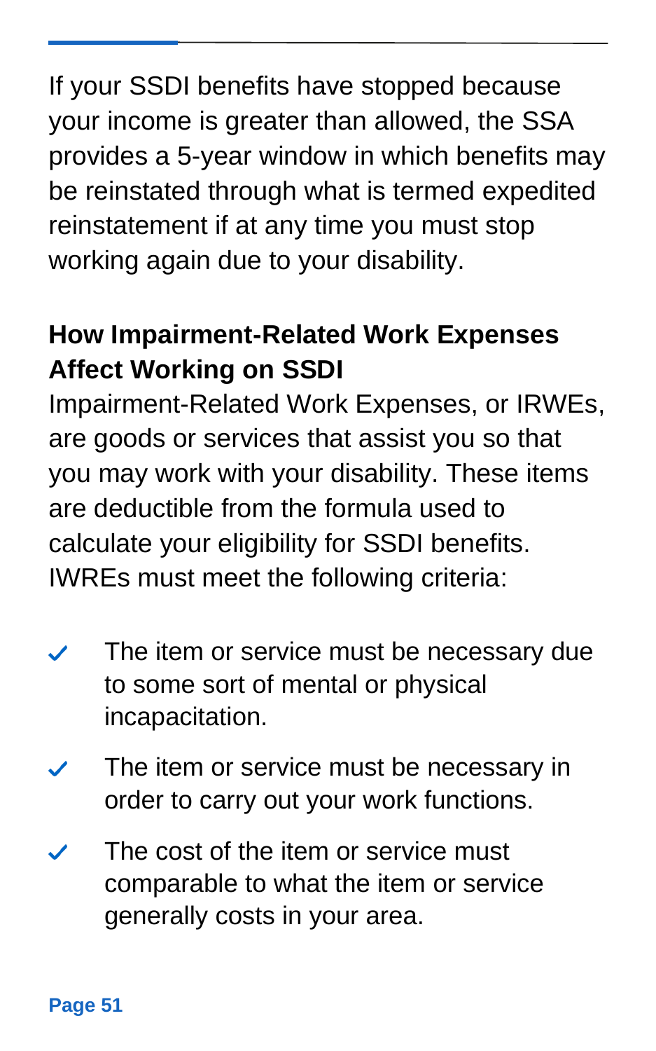If your SSDI benefits have stopped because your income is greater than allowed, the SSA provides a 5-year window in which benefits may be reinstated through what is termed expedited reinstatement if at any time you must stop working again due to your disability.

## How Impairment-Related Work Expenses Affect Working on SSDI

Impairment-Related Work Expenses, or IRWEs, are goods or services that assist you so that you may work with your disability. These items are deductible from the formula used to calculate your eligibility for SSDI benefits. IWREs must meet the following criteria:

- ✓ The item or service must be necessary due to some sort of mental or physical incapacitation.
- ✓ The item or service must be necessary in order to carry out your work functions.
- ✓ The cost of the item or service must comparable to what the item or service generally costs in your area.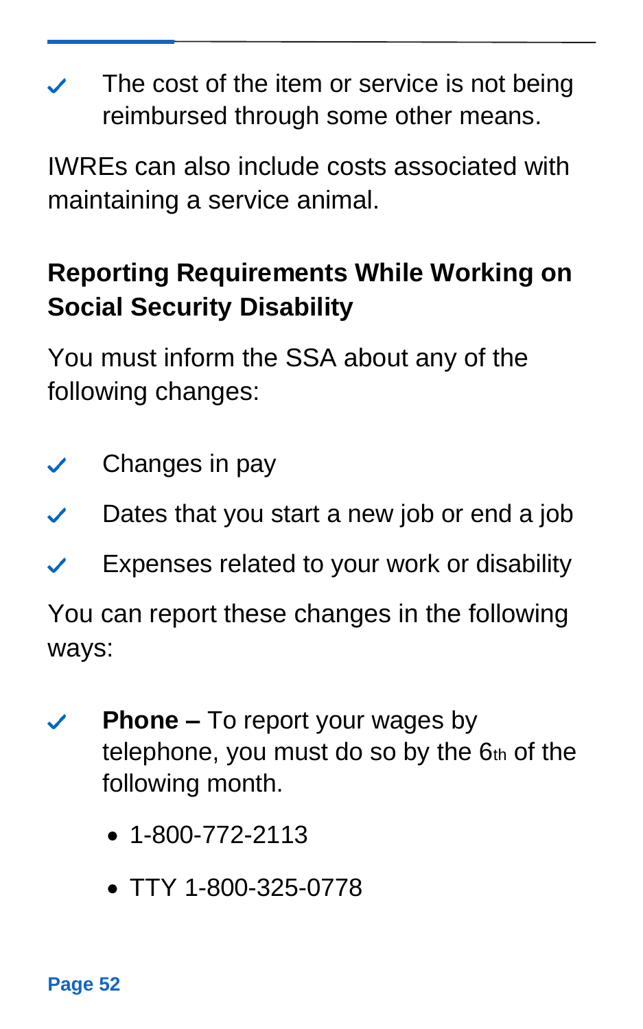- ✓ The cost of the item or service is not being reimbursed through some other means.

IWREs can also include costs associated with maintaining a service animal.

## Reporting Requirements While Working on Social Security Disability

You must inform the SSA about any of the following changes:

- ✓ Changes in pay
- ✓ Dates that you start a new job or end a job
- ✓ Expenses related to your work or disability

You can report these changes in the following ways:

- ✓ **Phone –** To report your wages by telephone, you must do so by the 6th of the following month.
  - 1-800-772-2113
  - TTY 1-800-325-0778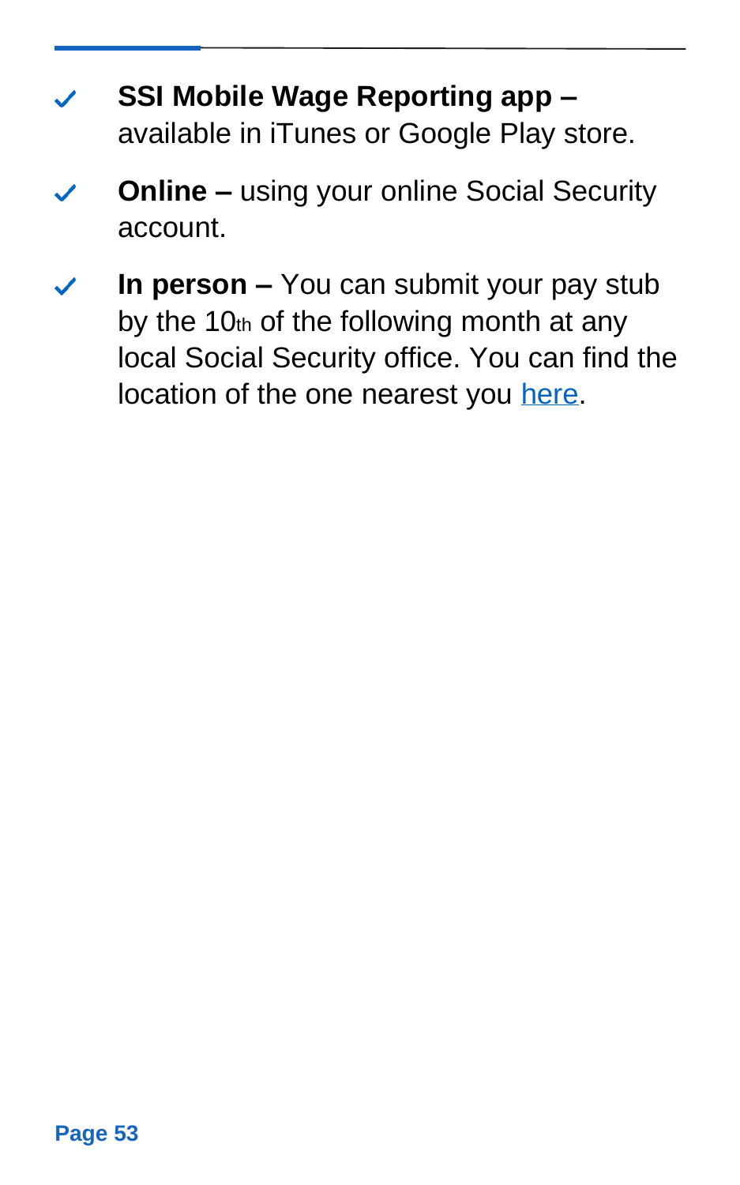- **SSI Mobile Wage Reporting app –** available in iTunes or Google Play store.
- **Online –** using your online Social Security account.
- **In person –** You can submit your pay stub by the 10th of the following month at any local Social Security office. You can find the location of the one nearest you here.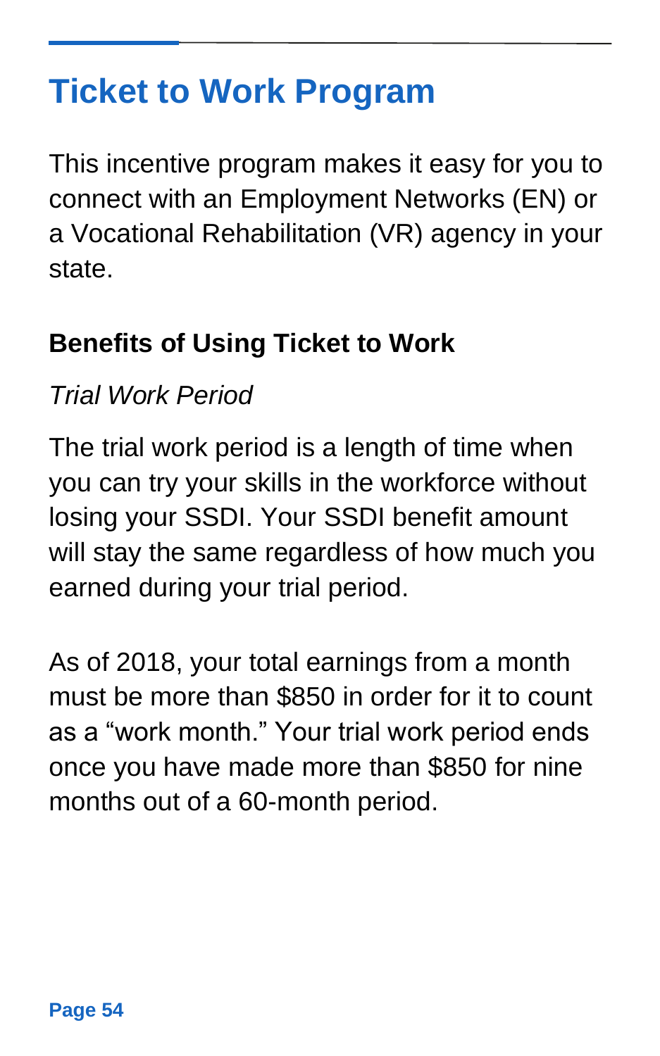# Ticket to Work Program

This incentive program makes it easy for you to connect with an Employment Networks (EN) or a Vocational Rehabilitation (VR) agency in your state.

### Benefits of Using Ticket to Work

*Trial Work Period*

The trial work period is a length of time when you can try your skills in the workforce without losing your SSDI. Your SSDI benefit amount will stay the same regardless of how much you earned during your trial period.

As of 2018, your total earnings from a month must be more than $850 in order for it to count as a "work month." Your trial work period ends once you have made more than $850 for nine months out of a 60-month period.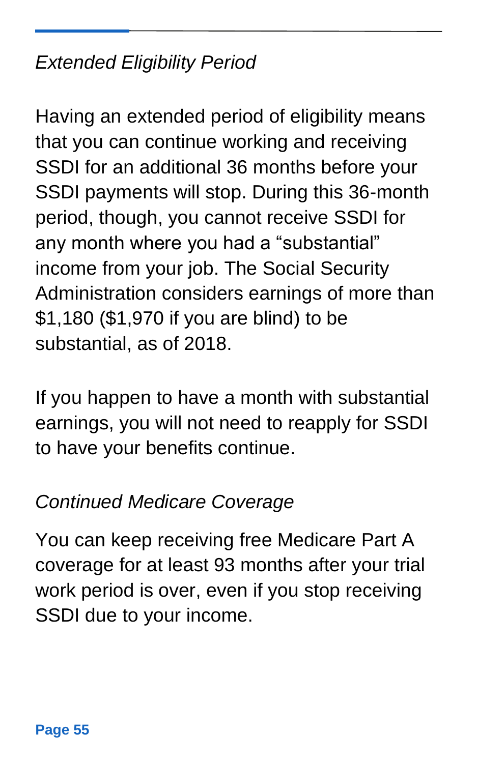*Extended Eligibility Period*

Having an extended period of eligibility means that you can continue working and receiving SSDI for an additional 36 months before your SSDI payments will stop. During this 36-month period, though, you cannot receive SSDI for any month where you had a "substantial" income from your job. The Social Security Administration considers earnings of more than $1,180 ($1,970 if you are blind) to be substantial, as of 2018.

If you happen to have a month with substantial earnings, you will not need to reapply for SSDI to have your benefits continue.

*Continued Medicare Coverage*

You can keep receiving free Medicare Part A coverage for at least 93 months after your trial work period is over, even if you stop receiving SSDI due to your income.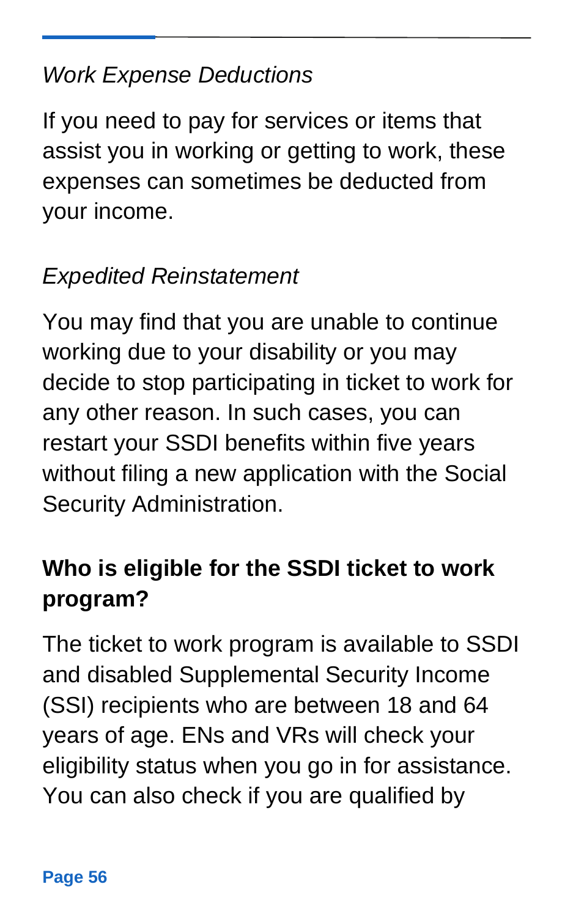*Work Expense Deductions*

If you need to pay for services or items that assist you in working or getting to work, these expenses can sometimes be deducted from your income.

*Expedited Reinstatement*

You may find that you are unable to continue working due to your disability or you may decide to stop participating in ticket to work for any other reason. In such cases, you can restart your SSDI benefits within five years without filing a new application with the Social Security Administration.

## Who is eligible for the SSDI ticket to work program?

The ticket to work program is available to SSDI and disabled Supplemental Security Income (SSI) recipients who are between 18 and 64 years of age. ENs and VRs will check your eligibility status when you go in for assistance. You can also check if you are qualified by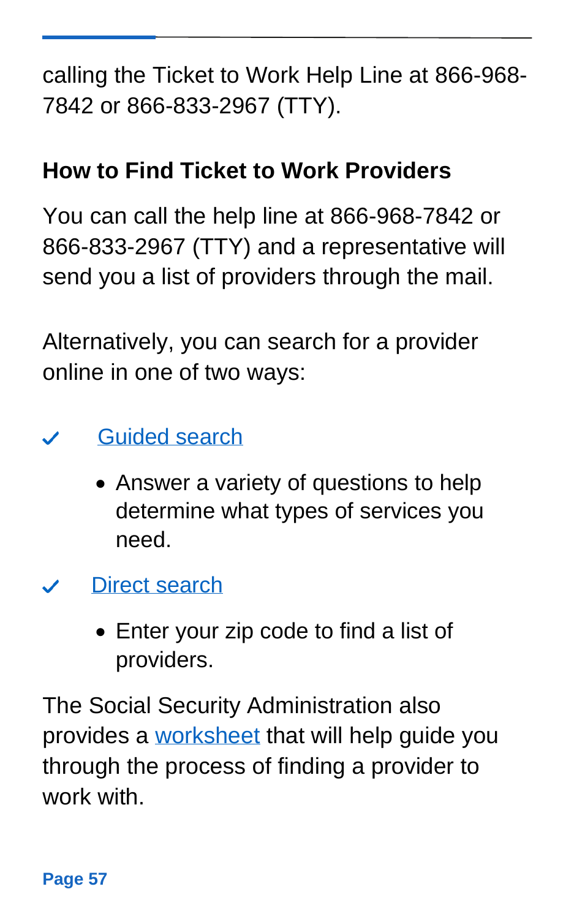calling the Ticket to Work Help Line at 866-968-7842 or 866-833-2967 (TTY).

## How to Find Ticket to Work Providers

You can call the help line at 866-968-7842 or 866-833-2967 (TTY) and a representative will send you a list of providers through the mail.

Alternatively, you can search for a provider online in one of two ways:

- ✓ Guided search
  - Answer a variety of questions to help determine what types of services you need.
- ✓ Direct search
  - Enter your zip code to find a list of providers.

The Social Security Administration also provides a worksheet that will help guide you through the process of finding a provider to work with.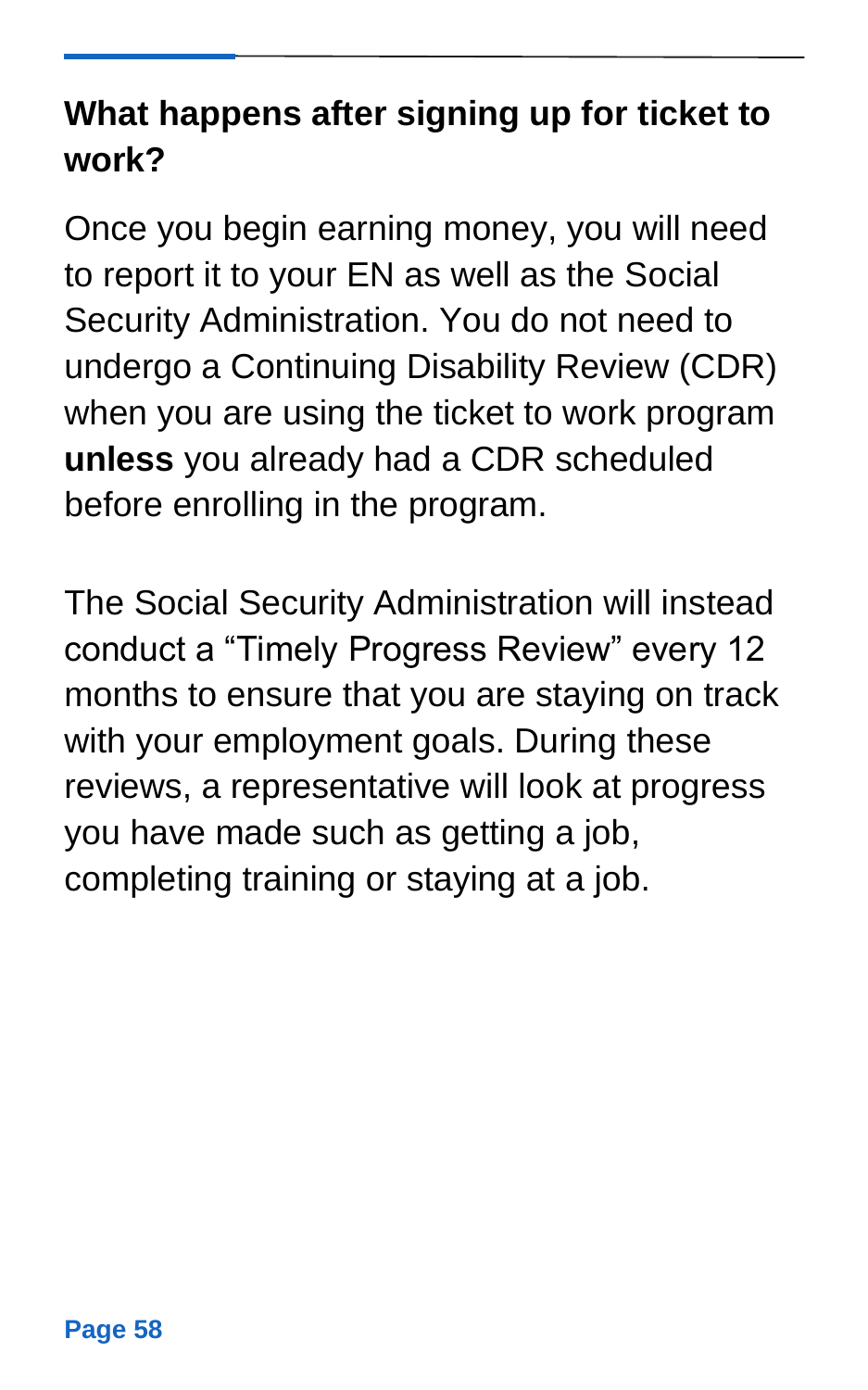## What happens after signing up for ticket to work?

Once you begin earning money, you will need to report it to your EN as well as the Social Security Administration. You do not need to undergo a Continuing Disability Review (CDR) when you are using the ticket to work program **unless** you already had a CDR scheduled before enrolling in the program.

The Social Security Administration will instead conduct a “Timely Progress Review” every 12 months to ensure that you are staying on track with your employment goals. During these reviews, a representative will look at progress you have made such as getting a job, completing training or staying at a job.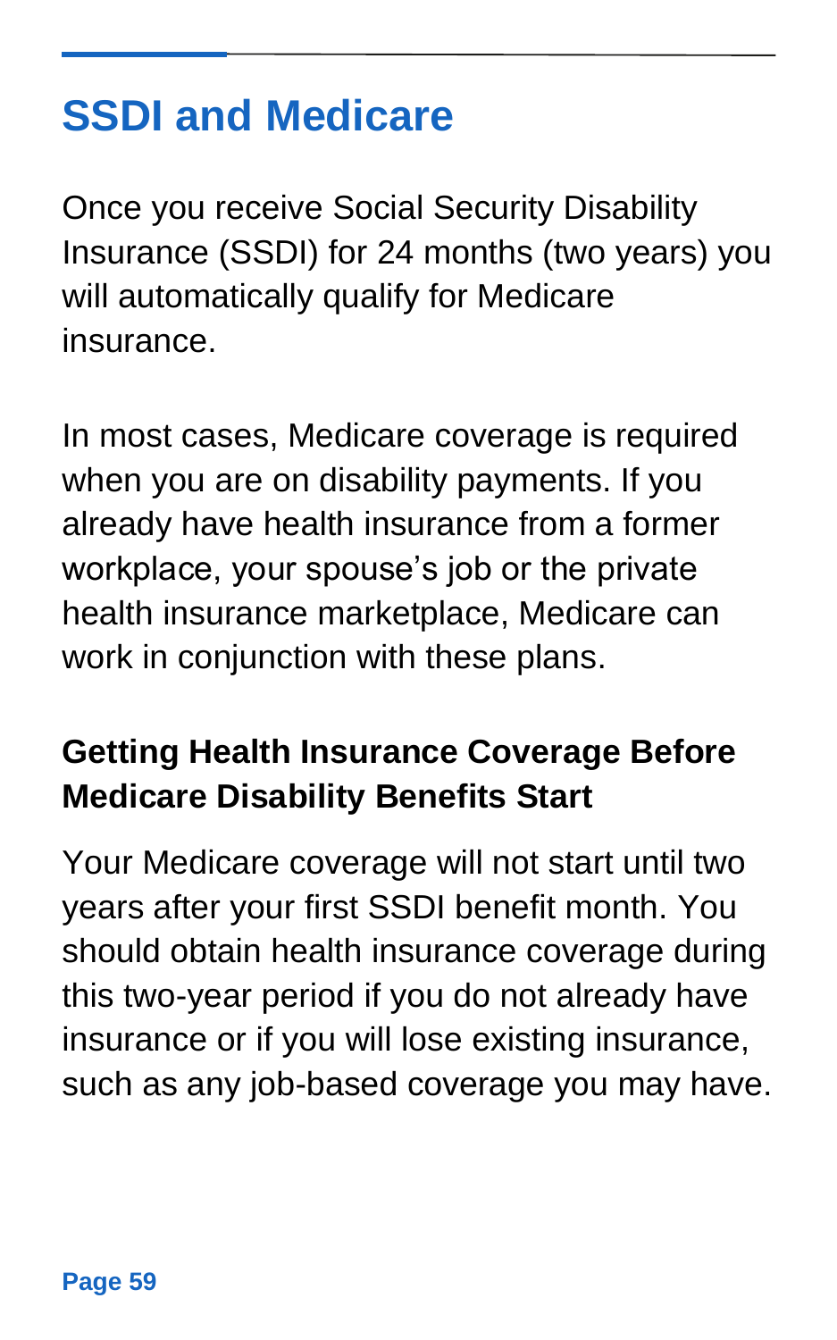## SSDI and Medicare

Once you receive Social Security Disability Insurance (SSDI) for 24 months (two years) you will automatically qualify for Medicare insurance.

In most cases, Medicare coverage is required when you are on disability payments. If you already have health insurance from a former workplace, your spouse's job or the private health insurance marketplace, Medicare can work in conjunction with these plans.

### Getting Health Insurance Coverage Before Medicare Disability Benefits Start

Your Medicare coverage will not start until two years after your first SSDI benefit month. You should obtain health insurance coverage during this two-year period if you do not already have insurance or if you will lose existing insurance, such as any job-based coverage you may have.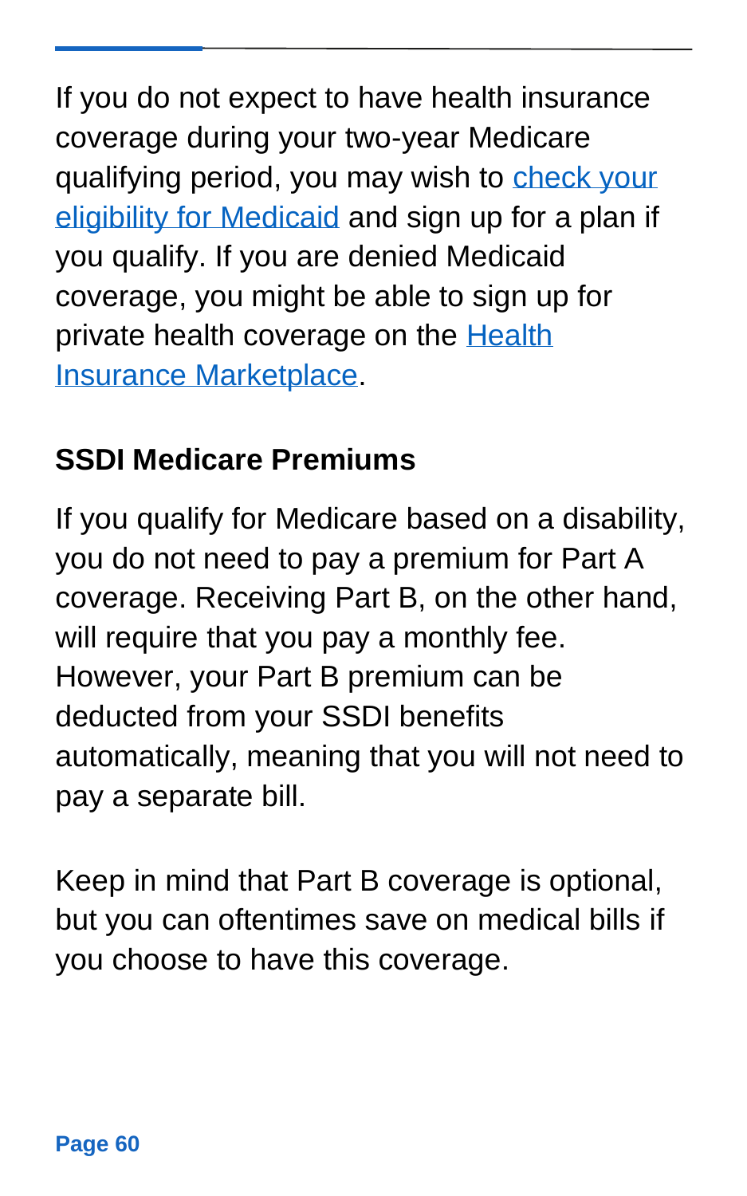If you do not expect to have health insurance coverage during your two-year Medicare qualifying period, you may wish to check your eligibility for Medicaid and sign up for a plan if you qualify. If you are denied Medicaid coverage, you might be able to sign up for private health coverage on the Health Insurance Marketplace.

## SSDI Medicare Premiums

If you qualify for Medicare based on a disability, you do not need to pay a premium for Part A coverage. Receiving Part B, on the other hand, will require that you pay a monthly fee. However, your Part B premium can be deducted from your SSDI benefits automatically, meaning that you will not need to pay a separate bill.

Keep in mind that Part B coverage is optional, but you can oftentimes save on medical bills if you choose to have this coverage.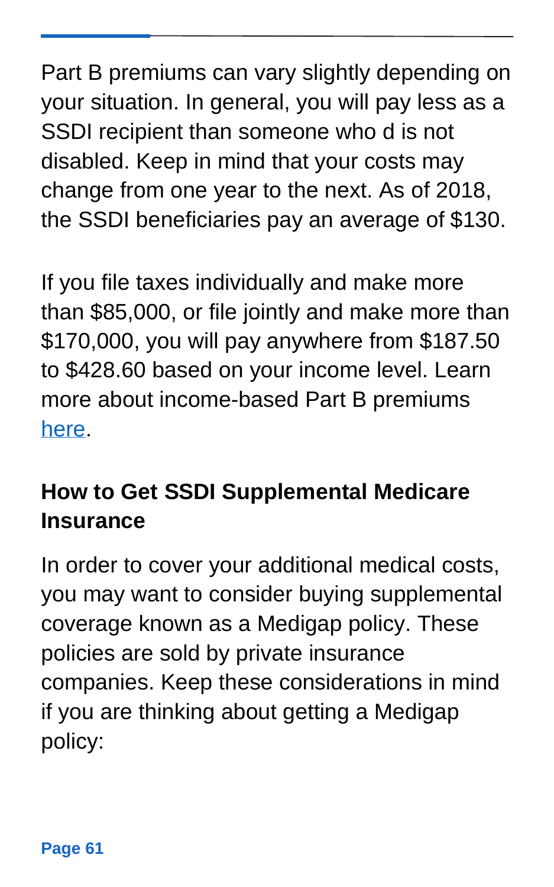Part B premiums can vary slightly depending on your situation. In general, you will pay less as a SSDI recipient than someone who d is not disabled. Keep in mind that your costs may change from one year to the next. As of 2018, the SSDI beneficiaries pay an average of $130.

If you file taxes individually and make more than $85,000, or file jointly and make more than $170,000, you will pay anywhere from $187.50 to $428.60 based on your income level. Learn more about income-based Part B premiums here.

### How to Get SSDI Supplemental Medicare Insurance

In order to cover your additional medical costs, you may want to consider buying supplemental coverage known as a Medigap policy. These policies are sold by private insurance companies. Keep these considerations in mind if you are thinking about getting a Medigap policy: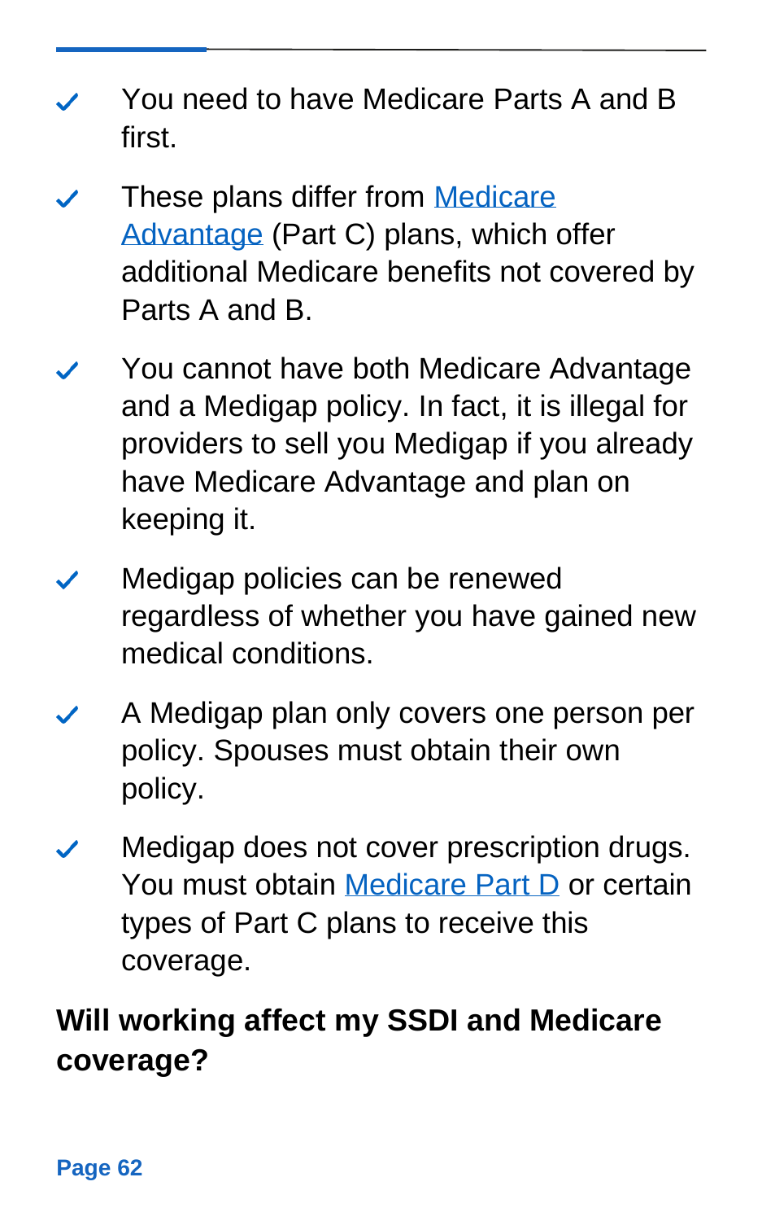- ✓ You need to have Medicare Parts A and B first.
- ✓ These plans differ from Medicare Advantage (Part C) plans, which offer additional Medicare benefits not covered by Parts A and B.
- ✓ You cannot have both Medicare Advantage and a Medigap policy. In fact, it is illegal for providers to sell you Medigap if you already have Medicare Advantage and plan on keeping it.
- ✓ Medigap policies can be renewed regardless of whether you have gained new medical conditions.
- ✓ A Medigap plan only covers one person per policy. Spouses must obtain their own policy.
- ✓ Medigap does not cover prescription drugs. You must obtain Medicare Part D or certain types of Part C plans to receive this coverage.

## Will working affect my SSDI and Medicare coverage?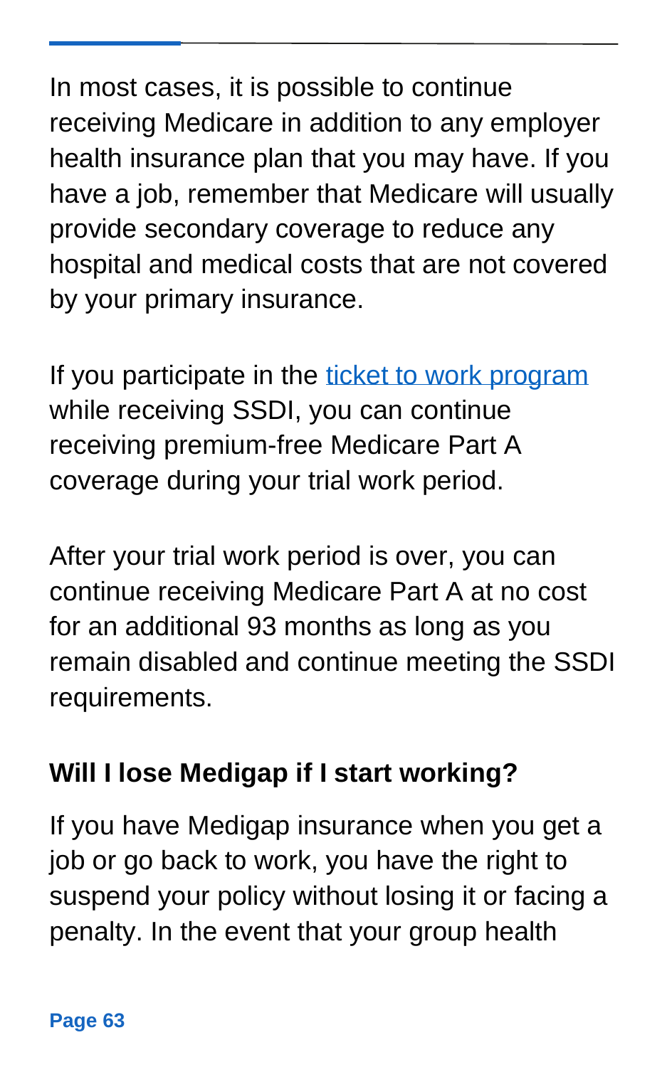In most cases, it is possible to continue receiving Medicare in addition to any employer health insurance plan that you may have. If you have a job, remember that Medicare will usually provide secondary coverage to reduce any hospital and medical costs that are not covered by your primary insurance.

If you participate in the [ticket to work program](#) while receiving SSDI, you can continue receiving premium-free Medicare Part A coverage during your trial work period.

After your trial work period is over, you can continue receiving Medicare Part A at no cost for an additional 93 months as long as you remain disabled and continue meeting the SSDI requirements.

### Will I lose Medigap if I start working?

If you have Medigap insurance when you get a job or go back to work, you have the right to suspend your policy without losing it or facing a penalty. In the event that your group health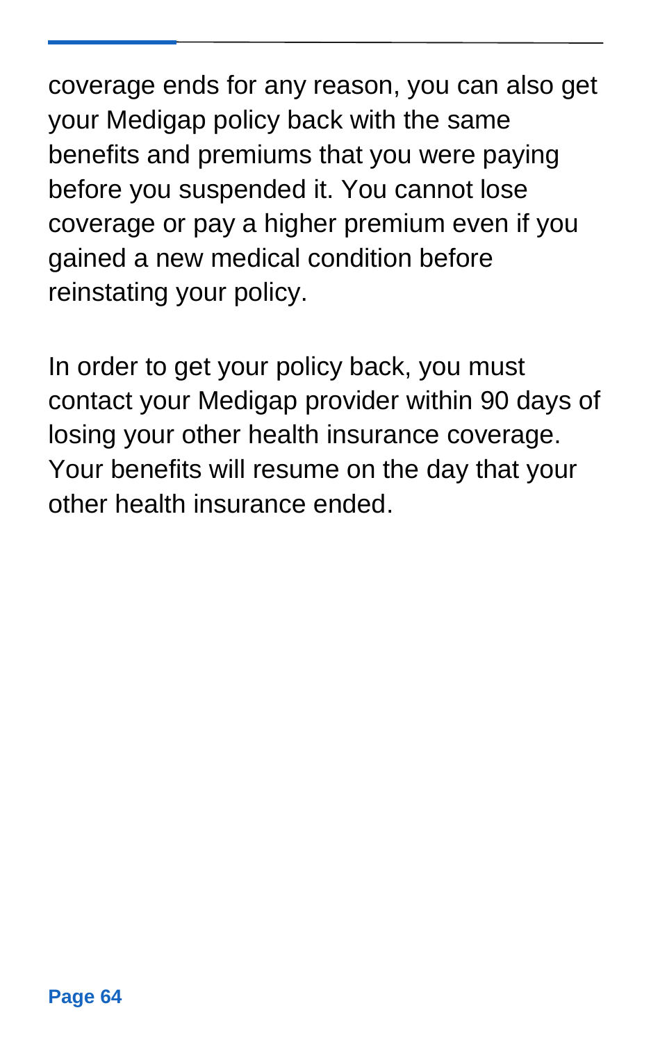coverage ends for any reason, you can also get your Medigap policy back with the same benefits and premiums that you were paying before you suspended it. You cannot lose coverage or pay a higher premium even if you gained a new medical condition before reinstating your policy.

In order to get your policy back, you must contact your Medigap provider within 90 days of losing your other health insurance coverage. Your benefits will resume on the day that your other health insurance ended.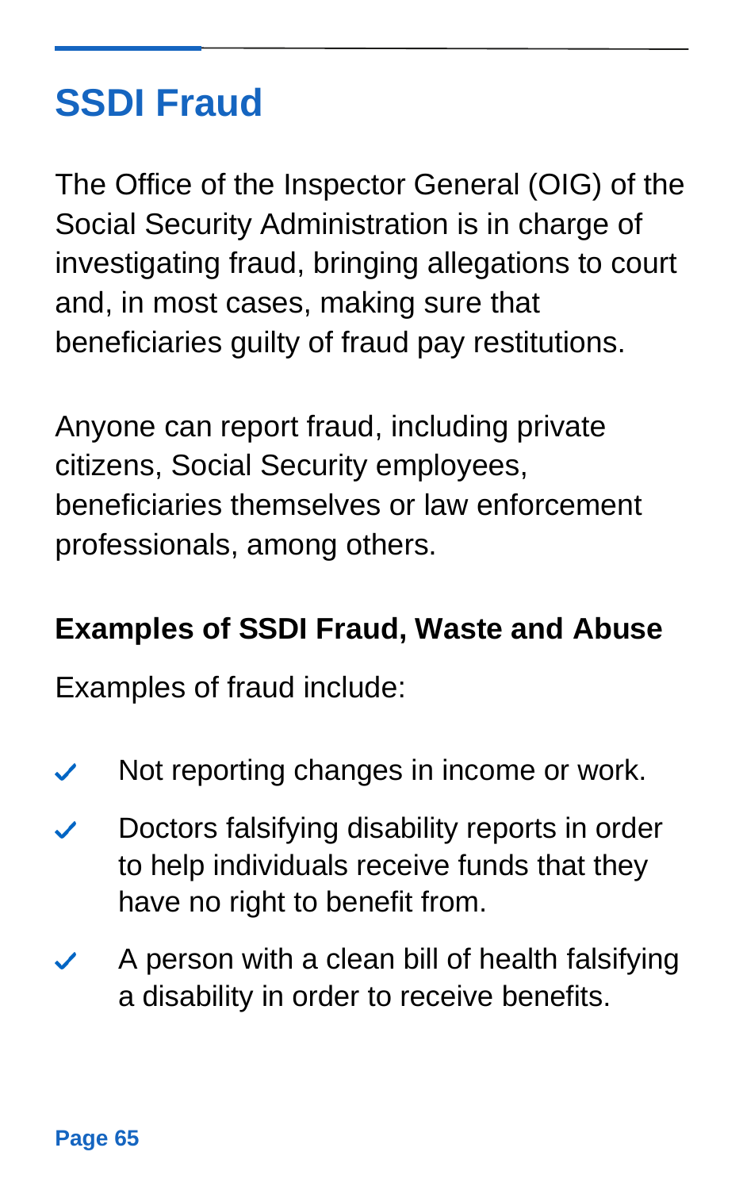# SSDI Fraud

The Office of the Inspector General (OIG) of the Social Security Administration is in charge of investigating fraud, bringing allegations to court and, in most cases, making sure that beneficiaries guilty of fraud pay restitutions.

Anyone can report fraud, including private citizens, Social Security employees, beneficiaries themselves or law enforcement professionals, among others.

## Examples of SSDI Fraud, Waste and Abuse

Examples of fraud include:

- Not reporting changes in income or work.
- Doctors falsifying disability reports in order to help individuals receive funds that they have no right to benefit from.
- A person with a clean bill of health falsifying a disability in order to receive benefits.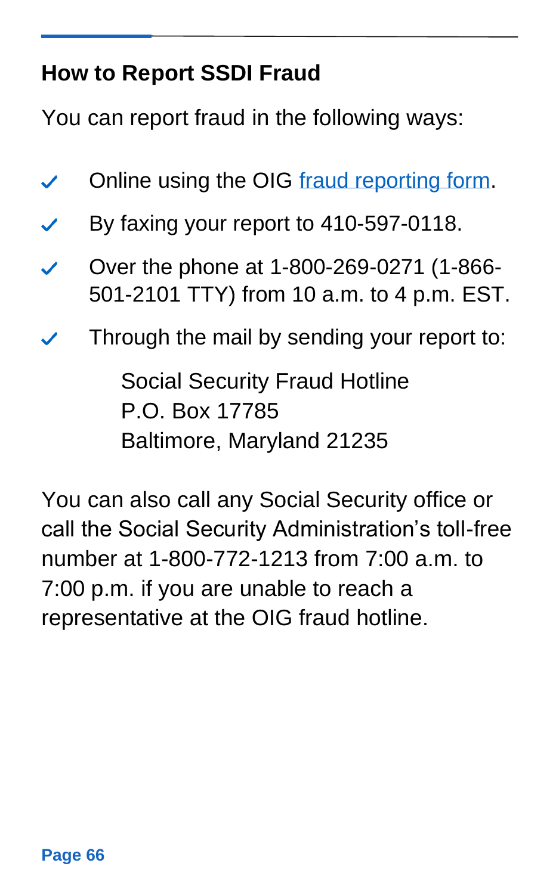### How to Report SSDI Fraud

You can report fraud in the following ways:

- Online using the OIG fraud reporting form.
- By faxing your report to 410-597-0118.
- Over the phone at 1-800-269-0271 (1-866-501-2101 TTY) from 10 a.m. to 4 p.m. EST.
- Through the mail by sending your report to:

  Social Security Fraud Hotline
  P.O. Box 17785
  Baltimore, Maryland 21235

You can also call any Social Security office or call the Social Security Administration's toll-free number at 1-800-772-1213 from 7:00 a.m. to 7:00 p.m. if you are unable to reach a representative at the OIG fraud hotline.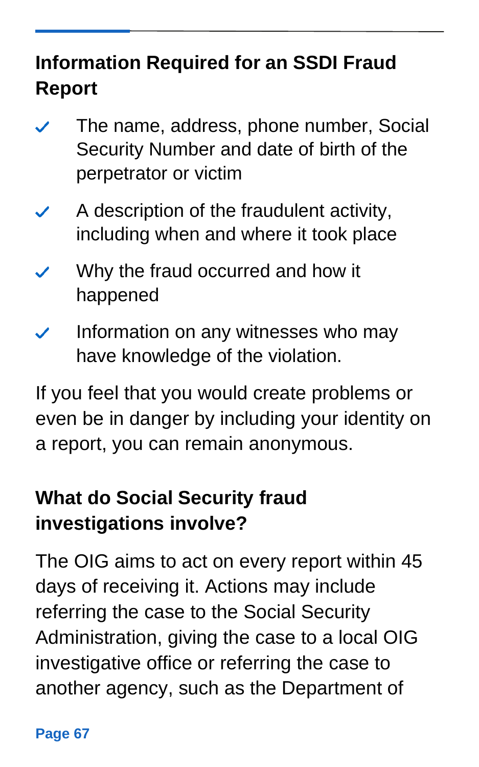## Information Required for an SSDI Fraud Report

- The name, address, phone number, Social Security Number and date of birth of the perpetrator or victim
- A description of the fraudulent activity, including when and where it took place
- Why the fraud occurred and how it happened
- Information on any witnesses who may have knowledge of the violation.

If you feel that you would create problems or even be in danger by including your identity on a report, you can remain anonymous.

## What do Social Security fraud investigations involve?

The OIG aims to act on every report within 45 days of receiving it. Actions may include referring the case to the Social Security Administration, giving the case to a local OIG investigative office or referring the case to another agency, such as the Department of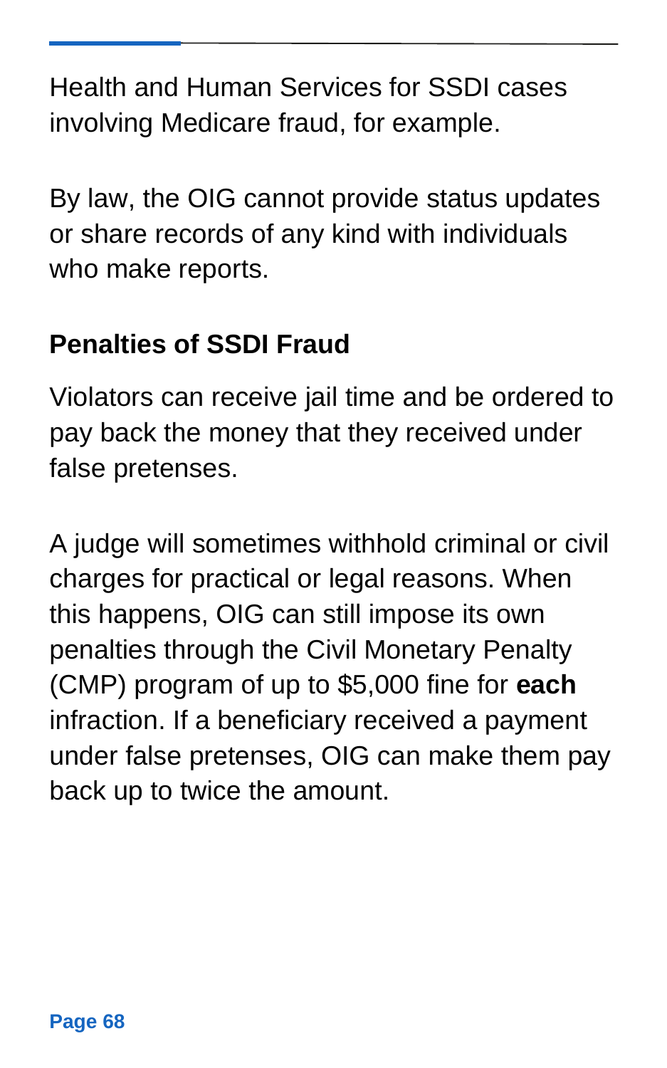Health and Human Services for SSDI cases involving Medicare fraud, for example.

By law, the OIG cannot provide status updates or share records of any kind with individuals who make reports.

## Penalties of SSDI Fraud

Violators can receive jail time and be ordered to pay back the money that they received under false pretenses.

A judge will sometimes withhold criminal or civil charges for practical or legal reasons. When this happens, OIG can still impose its own penalties through the Civil Monetary Penalty (CMP) program of up to $5,000 fine for **each** infraction. If a beneficiary received a payment under false pretenses, OIG can make them pay back up to twice the amount.